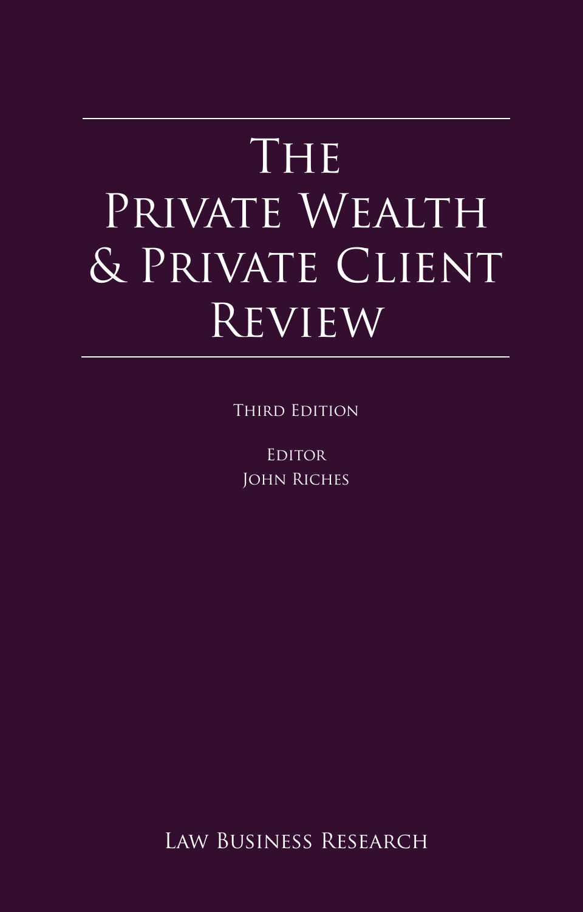# The Private Wealth & Private Client Review

Third Edition

Editor
John Riches

Law Business Research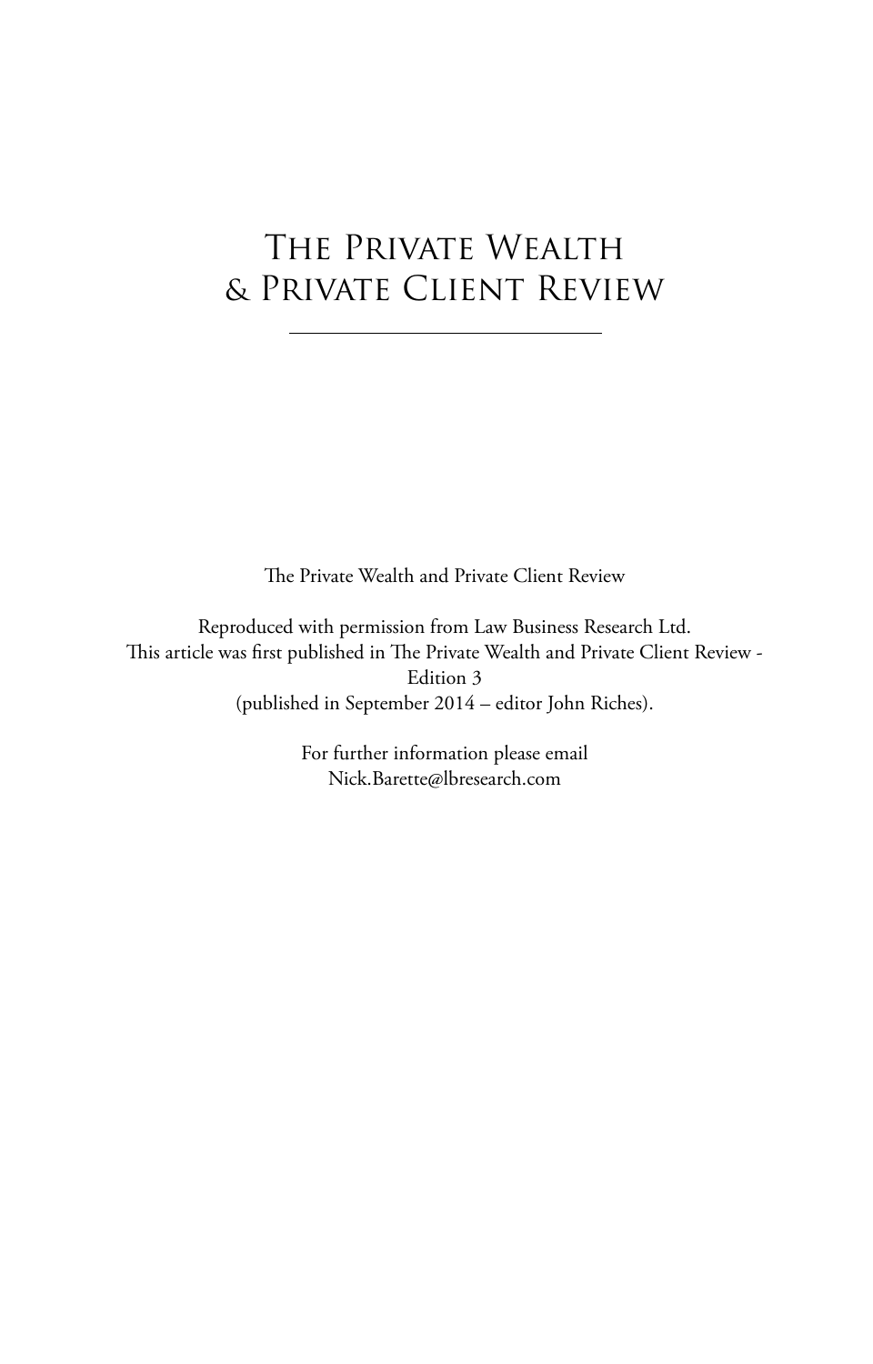# The Private Wealth & Private Client Review

The Private Wealth and Private Client Review

Reproduced with permission from Law Business Research Ltd.
This article was first published in The Private Wealth and Private Client Review - Edition 3
(published in September 2014 – editor John Riches).

For further information please email
Nick.Barette@lbresearch.com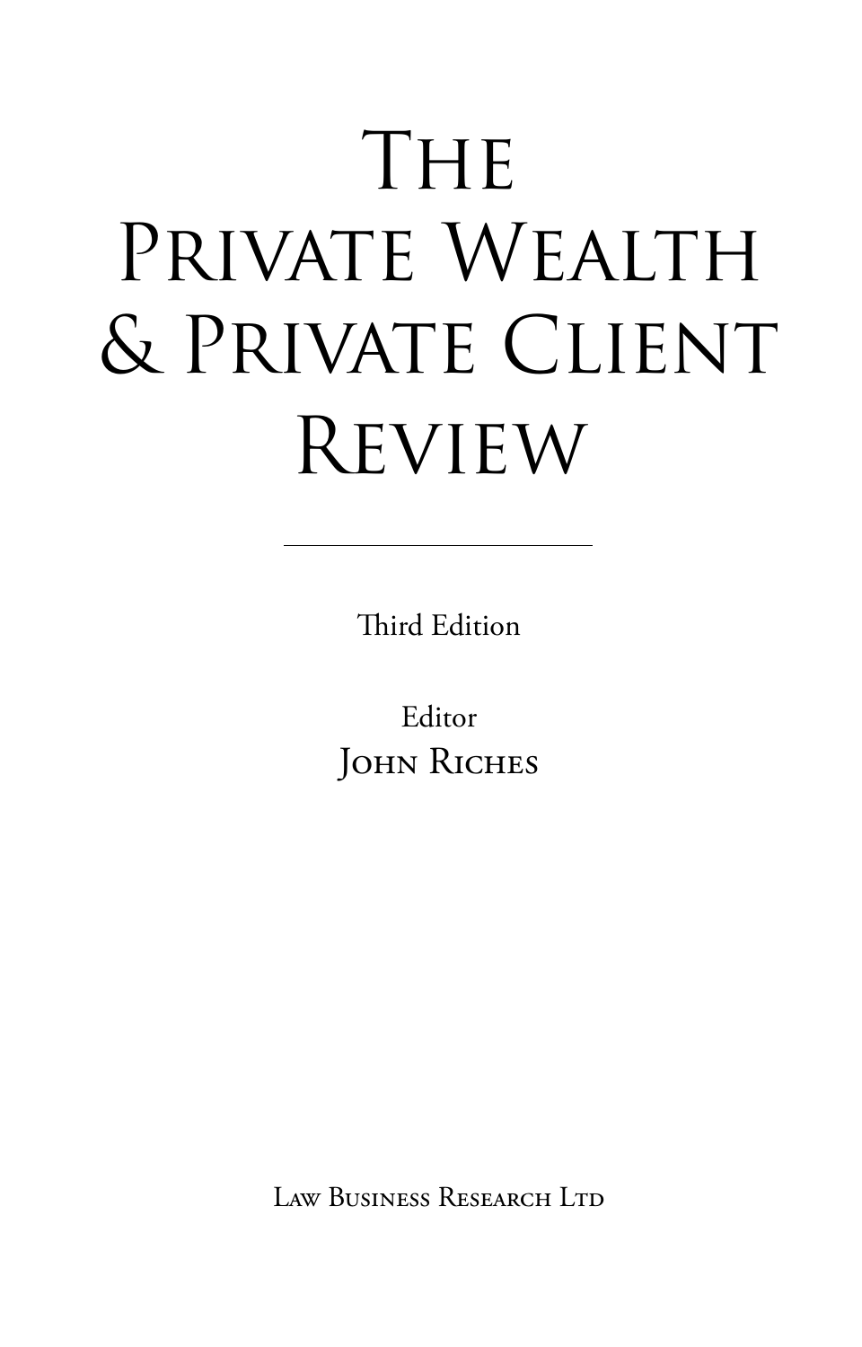# The Private Wealth & Private Client Review

Third Edition

Editor
John Riches

Law Business Research Ltd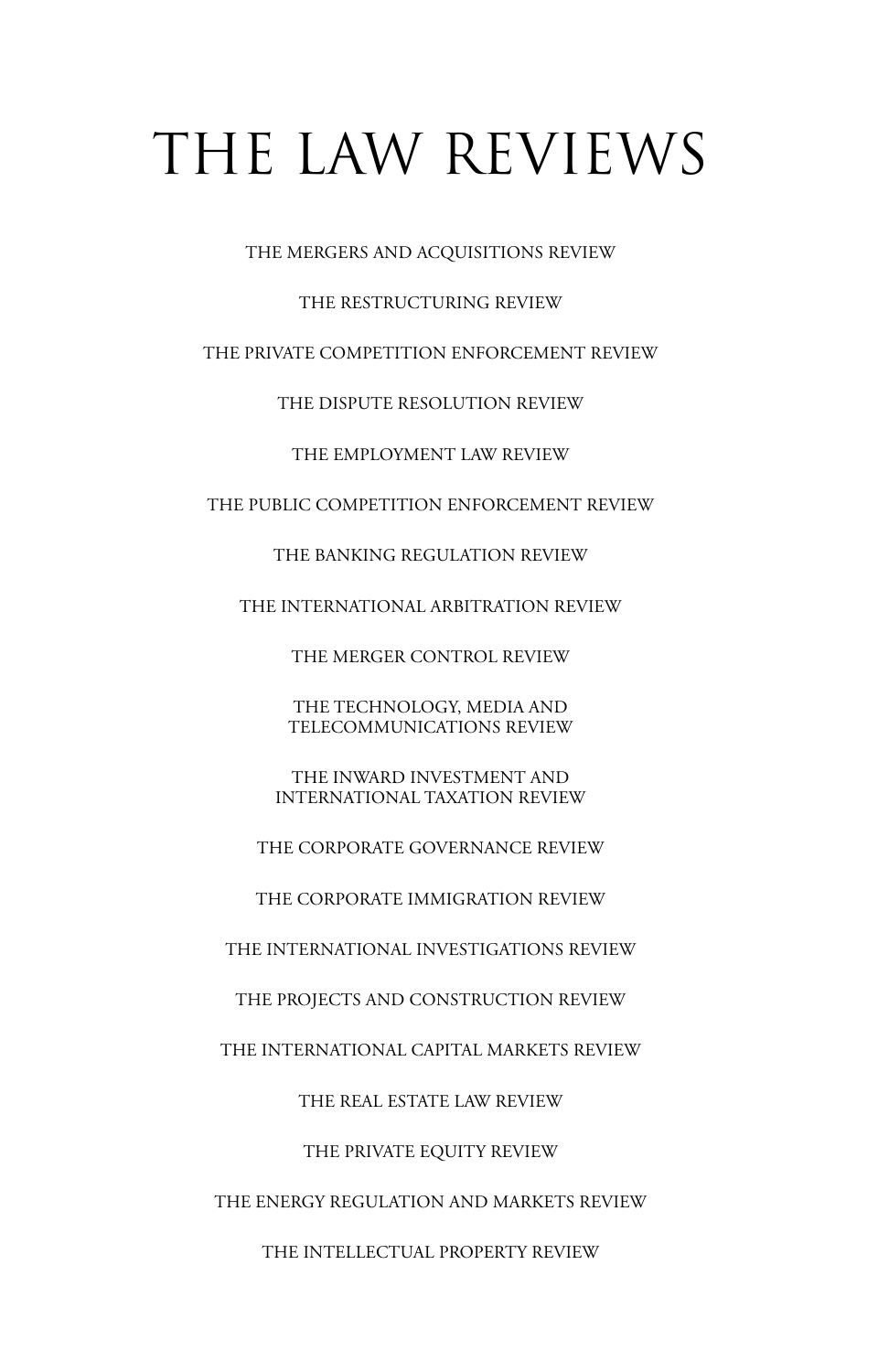# THE LAW REVIEWS

THE MERGERS AND ACQUISITIONS REVIEW

THE RESTRUCTURING REVIEW

THE PRIVATE COMPETITION ENFORCEMENT REVIEW

THE DISPUTE RESOLUTION REVIEW

THE EMPLOYMENT LAW REVIEW

THE PUBLIC COMPETITION ENFORCEMENT REVIEW

THE BANKING REGULATION REVIEW

THE INTERNATIONAL ARBITRATION REVIEW

THE MERGER CONTROL REVIEW

THE TECHNOLOGY, MEDIA AND TELECOMMUNICATIONS REVIEW

THE INWARD INVESTMENT AND INTERNATIONAL TAXATION REVIEW

THE CORPORATE GOVERNANCE REVIEW

THE CORPORATE IMMIGRATION REVIEW

THE INTERNATIONAL INVESTIGATIONS REVIEW

THE PROJECTS AND CONSTRUCTION REVIEW

THE INTERNATIONAL CAPITAL MARKETS REVIEW

THE REAL ESTATE LAW REVIEW

THE PRIVATE EQUITY REVIEW

THE ENERGY REGULATION AND MARKETS REVIEW

THE INTELLECTUAL PROPERTY REVIEW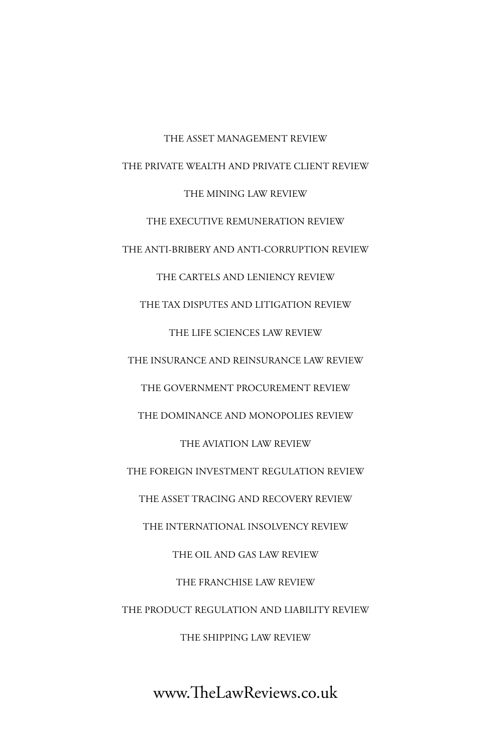THE ASSET MANAGEMENT REVIEW

THE PRIVATE WEALTH AND PRIVATE CLIENT REVIEW

THE MINING LAW REVIEW

THE EXECUTIVE REMUNERATION REVIEW

THE ANTI-BRIBERY AND ANTI-CORRUPTION REVIEW

THE CARTELS AND LENIENCY REVIEW

THE TAX DISPUTES AND LITIGATION REVIEW

THE LIFE SCIENCES LAW REVIEW

THE INSURANCE AND REINSURANCE LAW REVIEW

THE GOVERNMENT PROCUREMENT REVIEW

THE DOMINANCE AND MONOPOLIES REVIEW

THE AVIATION LAW REVIEW

THE FOREIGN INVESTMENT REGULATION REVIEW

THE ASSET TRACING AND RECOVERY REVIEW

THE INTERNATIONAL INSOLVENCY REVIEW

THE OIL AND GAS LAW REVIEW

THE FRANCHISE LAW REVIEW

THE PRODUCT REGULATION AND LIABILITY REVIEW

THE SHIPPING LAW REVIEW

www.TheLawReviews.co.uk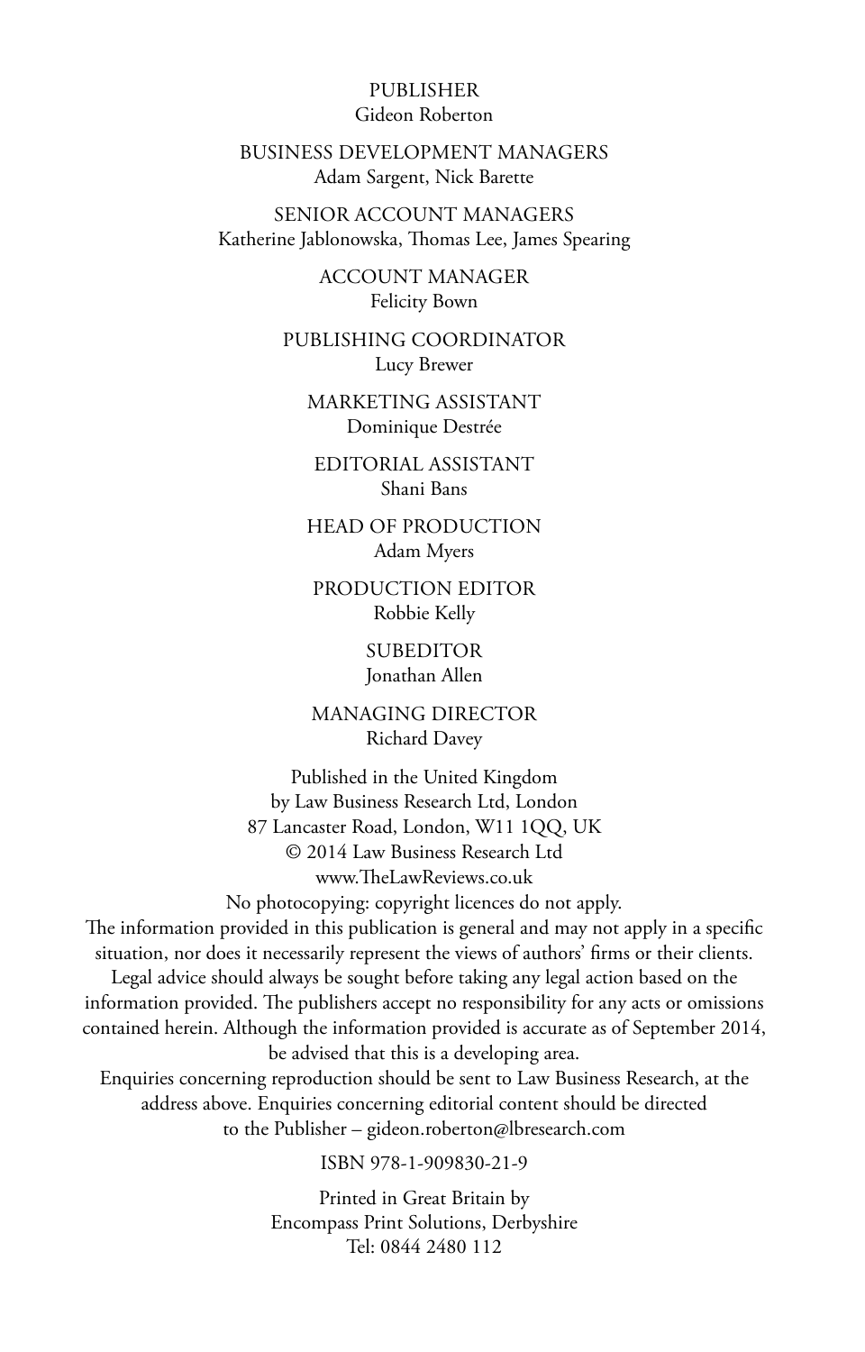PUBLISHER
Gideon Roberton

BUSINESS DEVELOPMENT MANAGERS
Adam Sargent, Nick Barette

SENIOR ACCOUNT MANAGERS
Katherine Jablonowska, Thomas Lee, James Spearing

ACCOUNT MANAGER
Felicity Bown

PUBLISHING COORDINATOR
Lucy Brewer

MARKETING ASSISTANT
Dominique Destrée

EDITORIAL ASSISTANT
Shani Bans

HEAD OF PRODUCTION
Adam Myers

PRODUCTION EDITOR
Robbie Kelly

SUBEDITOR
Jonathan Allen

MANAGING DIRECTOR
Richard Davey

Published in the United Kingdom
by Law Business Research Ltd, London
87 Lancaster Road, London, W11 1QQ, UK
© 2014 Law Business Research Ltd
www.TheLawReviews.co.uk
No photocopying: copyright licences do not apply.
The information provided in this publication is general and may not apply in a specific situation, nor does it necessarily represent the views of authors' firms or their clients. Legal advice should always be sought before taking any legal action based on the information provided. The publishers accept no responsibility for any acts or omissions contained herein. Although the information provided is accurate as of September 2014, be advised that this is a developing area.
Enquiries concerning reproduction should be sent to Law Business Research, at the address above. Enquiries concerning editorial content should be directed to the Publisher – gideon.roberton@lbresearch.com

ISBN 978-1-909830-21-9

Printed in Great Britain by
Encompass Print Solutions, Derbyshire
Tel: 0844 2480 112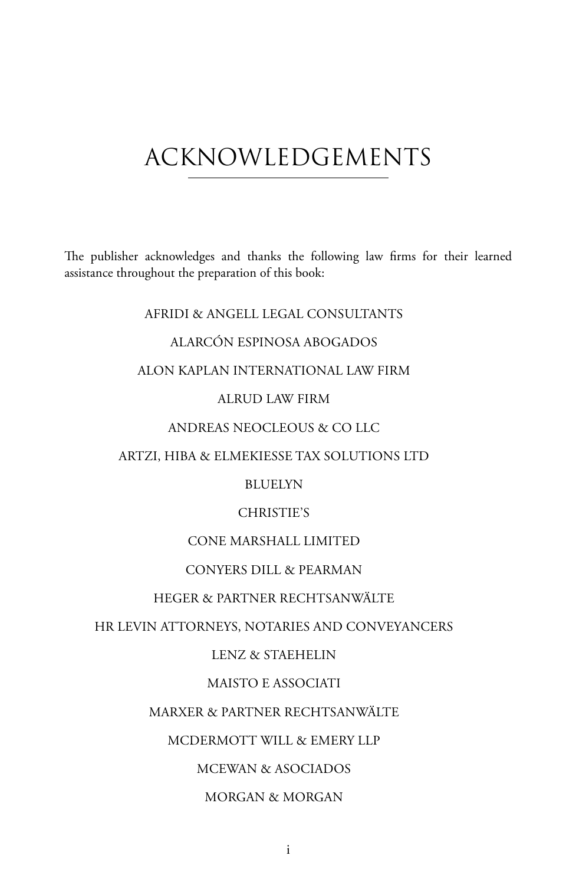# ACKNOWLEDGEMENTS

The publisher acknowledges and thanks the following law firms for their learned assistance throughout the preparation of this book:

AFRIDI & ANGELL LEGAL CONSULTANTS

ALARCÓN ESPINOSA ABOGADOS

ALON KAPLAN INTERNATIONAL LAW FIRM

ALRUD LAW FIRM

ANDREAS NEOCLEOUS & CO LLC

ARTZI, HIBA & ELMEKIESSE TAX SOLUTIONS LTD

BLUELYN

CHRISTIE'S

CONE MARSHALL LIMITED

CONYERS DILL & PEARMAN

HEGER & PARTNER RECHTSANWÄLTE

HR LEVIN ATTORNEYS, NOTARIES AND CONVEYANCERS

LENZ & STAEHELIN

MAISTO E ASSOCIATI

MARXER & PARTNER RECHTSANWÄLTE

MCDERMOTT WILL & EMERY LLP

MCEWAN & ASOCIADOS

MORGAN & MORGAN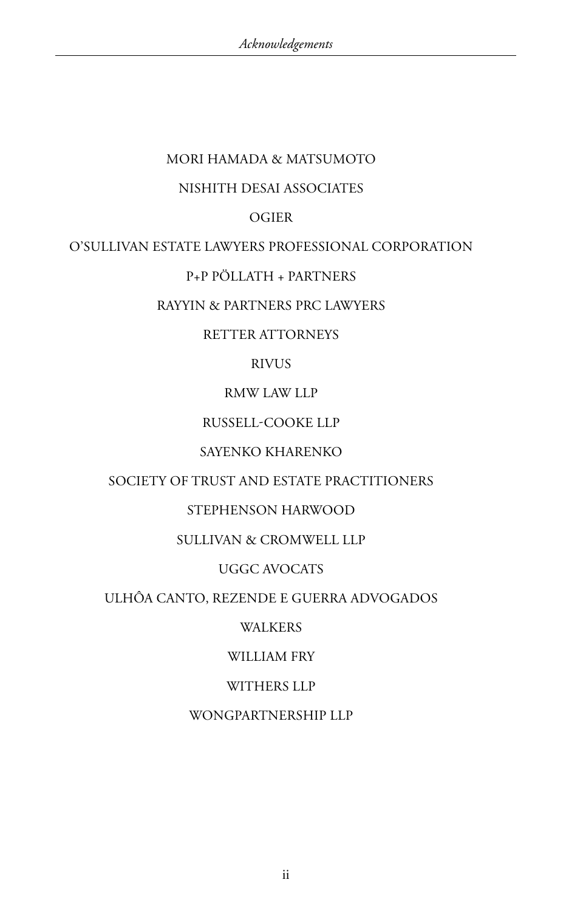MORI HAMADA & MATSUMOTO

NISHITH DESAI ASSOCIATES

OGIER

O'SULLIVAN ESTATE LAWYERS PROFESSIONAL CORPORATION

P+P PÖLLATH + PARTNERS

RAYYIN & PARTNERS PRC LAWYERS

RETTER ATTORNEYS

RIVUS

RMW LAW LLP

RUSSELL-COOKE LLP

SAYENKO KHARENKO

SOCIETY OF TRUST AND ESTATE PRACTITIONERS

STEPHENSON HARWOOD

SULLIVAN & CROMWELL LLP

UGGC AVOCATS

ULHÔA CANTO, REZENDE E GUERRA ADVOGADOS

WALKERS

WILLIAM FRY

WITHERS LLP

WONGPARTNERSHIP LLP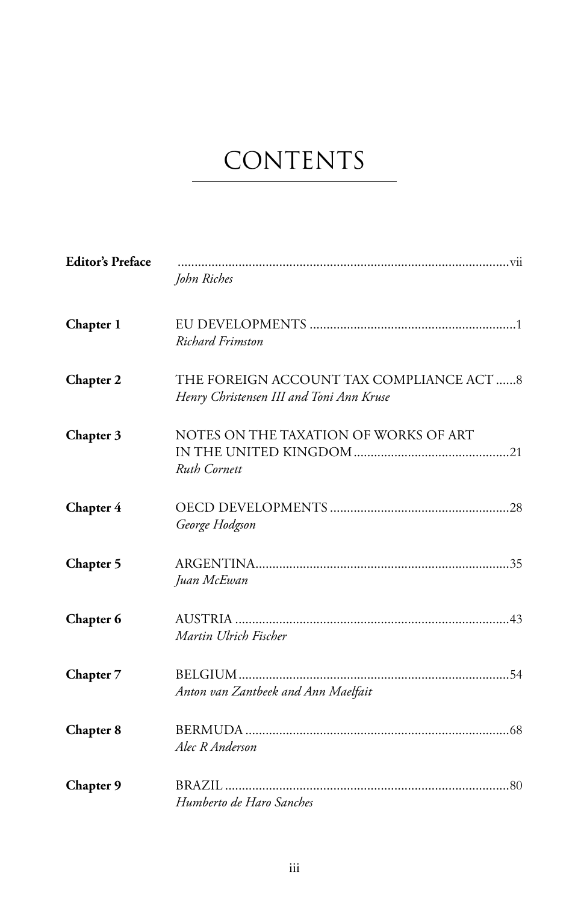# CONTENTS

| | |
|---|---|
| **Editor's Preface** | ...vii<br>*John Riches* |
| **Chapter 1** | EU DEVELOPMENTS ...1<br>*Richard Frimston* |
| **Chapter 2** | THE FOREIGN ACCOUNT TAX COMPLIANCE ACT ...8<br>*Henry Christensen III and Toni Ann Kruse* |
| **Chapter 3** | NOTES ON THE TAXATION OF WORKS OF ART IN THE UNITED KINGDOM ...21<br>*Ruth Cornett* |
| **Chapter 4** | OECD DEVELOPMENTS ...28<br>*George Hodgson* |
| **Chapter 5** | ARGENTINA...35<br>*Juan McEwan* |
| **Chapter 6** | AUSTRIA ...43<br>*Martin Ulrich Fischer* |
| **Chapter 7** | BELGIUM...54<br>*Anton van Zantbeek and Ann Maelfait* |
| **Chapter 8** | BERMUDA ...68<br>*Alec R Anderson* |
| **Chapter 9** | BRAZIL ...80<br>*Humberto de Haro Sanches* |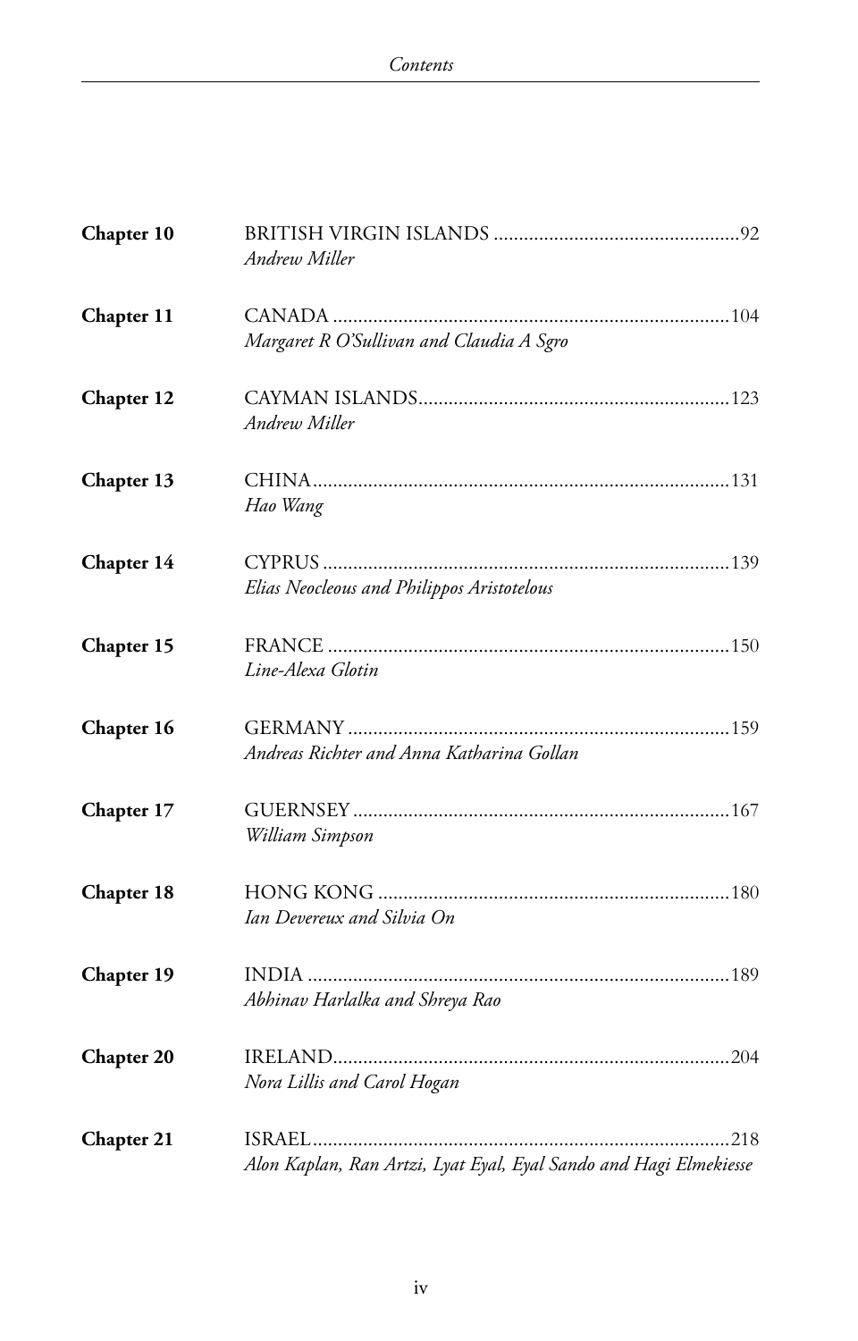**Chapter 10** BRITISH VIRGIN ISLANDS ....................................................92
*Andrew Miller*

**Chapter 11** CANADA ..............................................................................104
*Margaret R O'Sullivan and Claudia A Sgro*

**Chapter 12** CAYMAN ISLANDS.............................................................123
*Andrew Miller*

**Chapter 13** CHINA..................................................................................131
*Hao Wang*

**Chapter 14** CYPRUS ................................................................................139
*Elias Neocleous and Philippos Aristotelous*

**Chapter 15** FRANCE ...............................................................................150
*Line-Alexa Glotin*

**Chapter 16** GERMANY...........................................................................159
*Andreas Richter and Anna Katharina Gollan*

**Chapter 17** GUERNSEY..........................................................................167
*William Simpson*

**Chapter 18** HONG KONG .....................................................................180
*Ian Devereux and Silvia On*

**Chapter 19** INDIA ...................................................................................189
*Abhinav Harlalka and Shreya Rao*

**Chapter 20** IRELAND..............................................................................204
*Nora Lillis and Carol Hogan*

**Chapter 21** ISRAEL..................................................................................218
*Alon Kaplan, Ran Artzi, Lyat Eyal, Eyal Sando and Hagi Elmekiesse*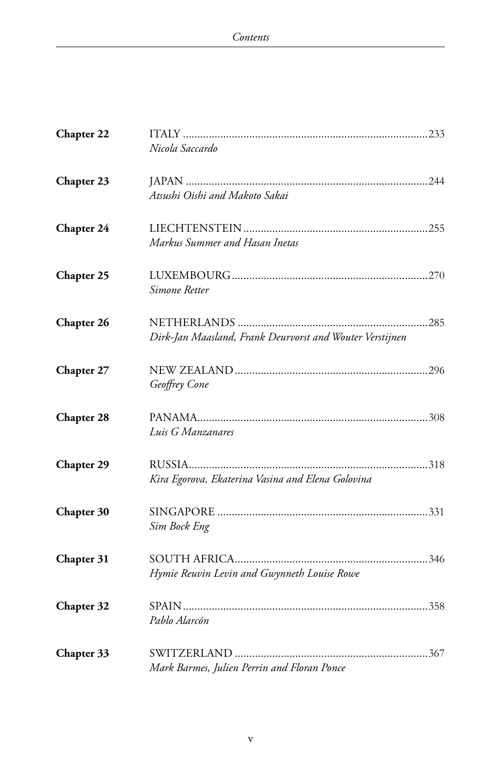**Chapter 22** ITALY ........ 233
*Nicola Saccardo*

**Chapter 23** JAPAN ........ 244
*Atsushi Oishi and Makoto Sakai*

**Chapter 24** LIECHTENSTEIN ........ 255
*Markus Summer and Hasan Inetas*

**Chapter 25** LUXEMBOURG ........ 270
*Simone Retter*

**Chapter 26** NETHERLANDS ........ 285
*Dirk-Jan Maasland, Frank Deurvorst and Wouter Verstijnen*

**Chapter 27** NEW ZEALAND ........ 296
*Geoffrey Cone*

**Chapter 28** PANAMA ........ 308
*Luis G Manzanares*

**Chapter 29** RUSSIA ........ 318
*Kira Egorova, Ekaterina Vasina and Elena Golovina*

**Chapter 30** SINGAPORE ........ 331
*Sim Bock Eng*

**Chapter 31** SOUTH AFRICA ........ 346
*Hymie Reuvin Levin and Gwynneth Louise Rowe*

**Chapter 32** SPAIN ........ 358
*Pablo Alarcón*

**Chapter 33** SWITZERLAND ........ 367
*Mark Barmes, Julien Perrin and Floran Ponce*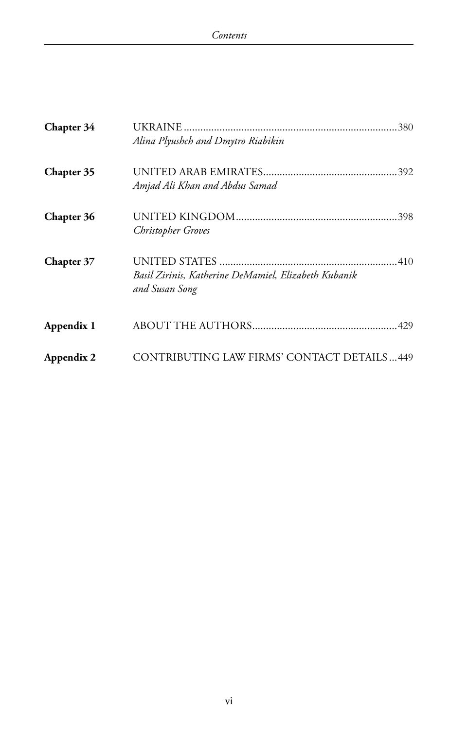**Chapter 34** UKRAINE ... 380
*Alina Plyushch and Dmytro Riabikin*

**Chapter 35** UNITED ARAB EMIRATES ... 392
*Amjad Ali Khan and Abdus Samad*

**Chapter 36** UNITED KINGDOM ... 398
*Christopher Groves*

**Chapter 37** UNITED STATES ... 410
*Basil Zirinis, Katherine DeMamiel, Elizabeth Kubanik and Susan Song*

**Appendix 1** ABOUT THE AUTHORS ... 429

**Appendix 2** CONTRIBUTING LAW FIRMS' CONTACT DETAILS ... 449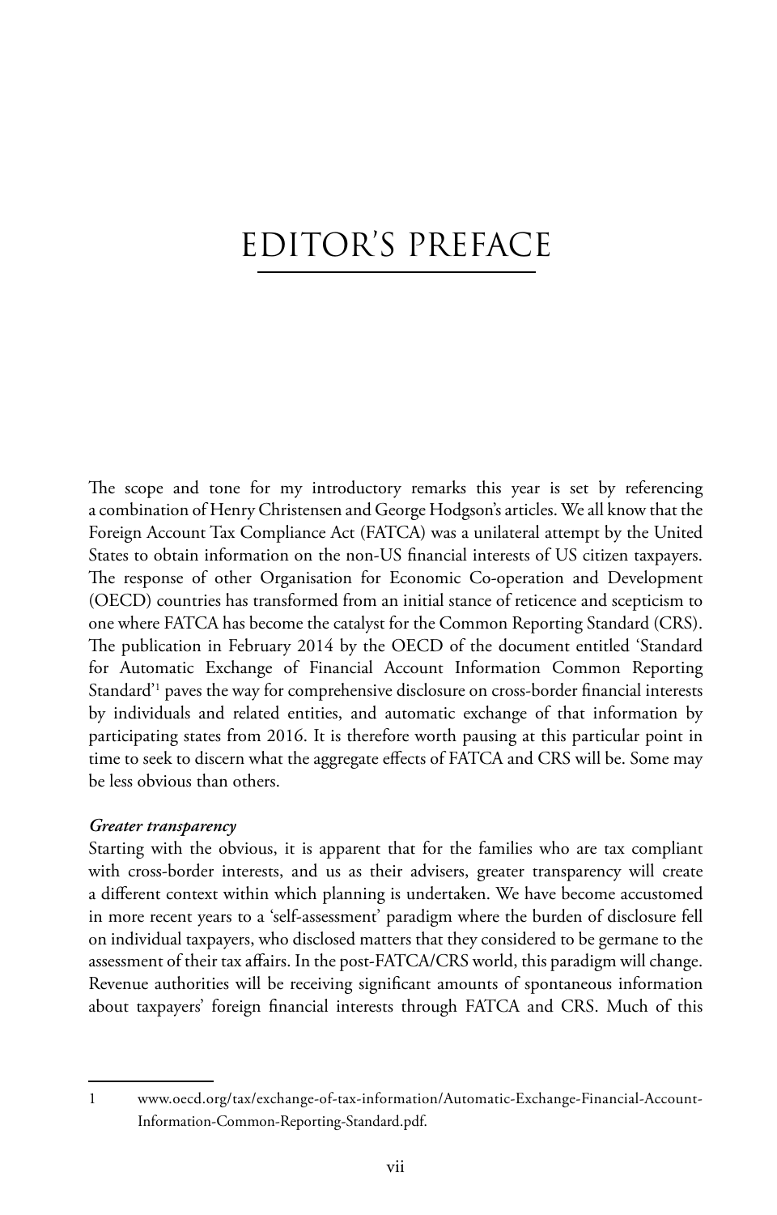# EDITOR'S PREFACE

The scope and tone for my introductory remarks this year is set by referencing a combination of Henry Christensen and George Hodgson's articles. We all know that the Foreign Account Tax Compliance Act (FATCA) was a unilateral attempt by the United States to obtain information on the non-US financial interests of US citizen taxpayers. The response of other Organisation for Economic Co-operation and Development (OECD) countries has transformed from an initial stance of reticence and scepticism to one where FATCA has become the catalyst for the Common Reporting Standard (CRS). The publication in February 2014 by the OECD of the document entitled 'Standard for Automatic Exchange of Financial Account Information Common Reporting Standard'[1] paves the way for comprehensive disclosure on cross-border financial interests by individuals and related entities, and automatic exchange of that information by participating states from 2016. It is therefore worth pausing at this particular point in time to seek to discern what the aggregate effects of FATCA and CRS will be. Some may be less obvious than others.

***Greater transparency***

Starting with the obvious, it is apparent that for the families who are tax compliant with cross-border interests, and us as their advisers, greater transparency will create a different context within which planning is undertaken. We have become accustomed in more recent years to a 'self-assessment' paradigm where the burden of disclosure fell on individual taxpayers, who disclosed matters that they considered to be germane to the assessment of their tax affairs. In the post-FATCA/CRS world, this paradigm will change. Revenue authorities will be receiving significant amounts of spontaneous information about taxpayers' foreign financial interests through FATCA and CRS. Much of this

---

1 www.oecd.org/tax/exchange-of-tax-information/Automatic-Exchange-Financial-Account-Information-Common-Reporting-Standard.pdf.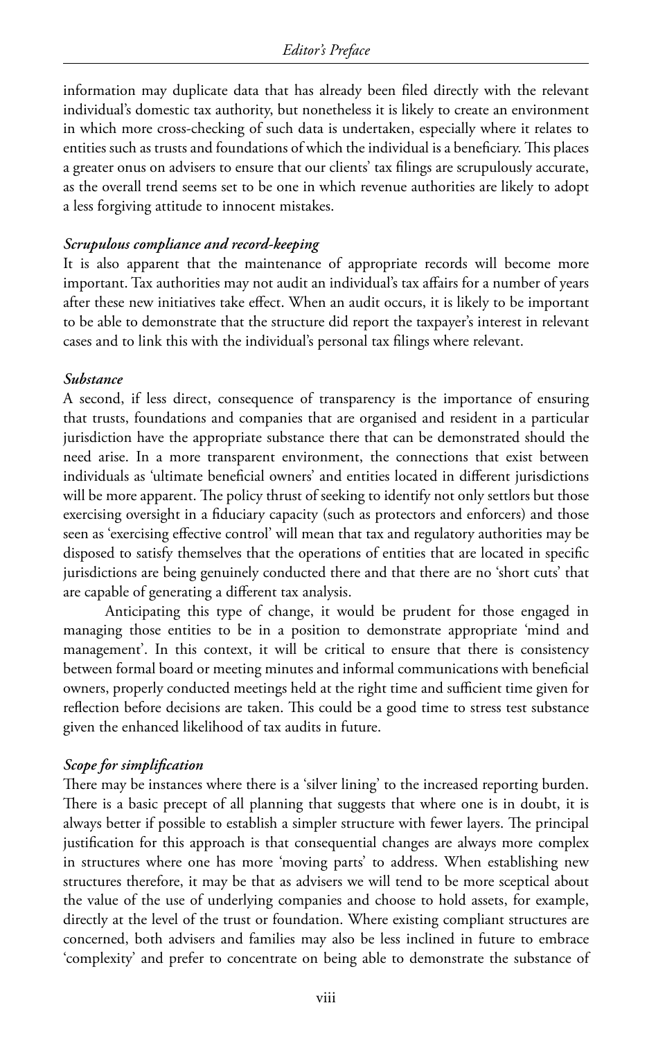information may duplicate data that has already been filed directly with the relevant individual's domestic tax authority, but nonetheless it is likely to create an environment in which more cross-checking of such data is undertaken, especially where it relates to entities such as trusts and foundations of which the individual is a beneficiary. This places a greater onus on advisers to ensure that our clients' tax filings are scrupulously accurate, as the overall trend seems set to be one in which revenue authorities are likely to adopt a less forgiving attitude to innocent mistakes.

***Scrupulous compliance and record-keeping***

It is also apparent that the maintenance of appropriate records will become more important. Tax authorities may not audit an individual's tax affairs for a number of years after these new initiatives take effect. When an audit occurs, it is likely to be important to be able to demonstrate that the structure did report the taxpayer's interest in relevant cases and to link this with the individual's personal tax filings where relevant.

***Substance***

A second, if less direct, consequence of transparency is the importance of ensuring that trusts, foundations and companies that are organised and resident in a particular jurisdiction have the appropriate substance there that can be demonstrated should the need arise. In a more transparent environment, the connections that exist between individuals as 'ultimate beneficial owners' and entities located in different jurisdictions will be more apparent. The policy thrust of seeking to identify not only settlors but those exercising oversight in a fiduciary capacity (such as protectors and enforcers) and those seen as 'exercising effective control' will mean that tax and regulatory authorities may be disposed to satisfy themselves that the operations of entities that are located in specific jurisdictions are being genuinely conducted there and that there are no 'short cuts' that are capable of generating a different tax analysis.

Anticipating this type of change, it would be prudent for those engaged in managing those entities to be in a position to demonstrate appropriate 'mind and management'. In this context, it will be critical to ensure that there is consistency between formal board or meeting minutes and informal communications with beneficial owners, properly conducted meetings held at the right time and sufficient time given for reflection before decisions are taken. This could be a good time to stress test substance given the enhanced likelihood of tax audits in future.

***Scope for simplification***

There may be instances where there is a 'silver lining' to the increased reporting burden. There is a basic precept of all planning that suggests that where one is in doubt, it is always better if possible to establish a simpler structure with fewer layers. The principal justification for this approach is that consequential changes are always more complex in structures where one has more 'moving parts' to address. When establishing new structures therefore, it may be that as advisers we will tend to be more sceptical about the value of the use of underlying companies and choose to hold assets, for example, directly at the level of the trust or foundation. Where existing compliant structures are concerned, both advisers and families may also be less inclined in future to embrace 'complexity' and prefer to concentrate on being able to demonstrate the substance of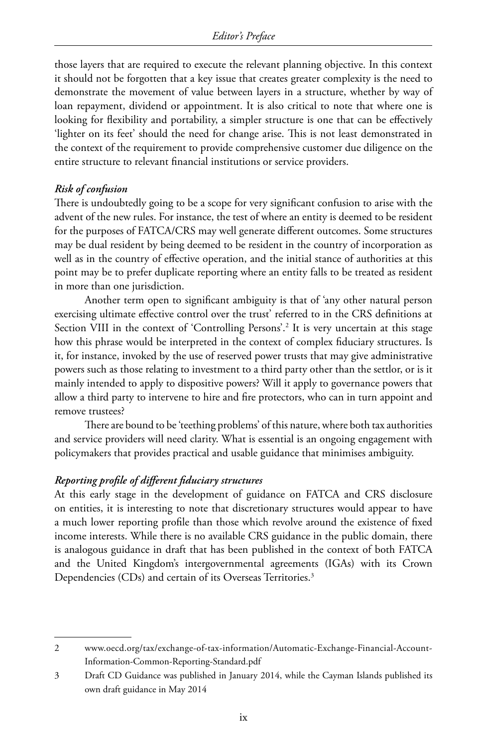those layers that are required to execute the relevant planning objective. In this context it should not be forgotten that a key issue that creates greater complexity is the need to demonstrate the movement of value between layers in a structure, whether by way of loan repayment, dividend or appointment. It is also critical to note that where one is looking for flexibility and portability, a simpler structure is one that can be effectively 'lighter on its feet' should the need for change arise. This is not least demonstrated in the context of the requirement to provide comprehensive customer due diligence on the entire structure to relevant financial institutions or service providers.

***Risk of confusion***

There is undoubtedly going to be a scope for very significant confusion to arise with the advent of the new rules. For instance, the test of where an entity is deemed to be resident for the purposes of FATCA/CRS may well generate different outcomes. Some structures may be dual resident by being deemed to be resident in the country of incorporation as well as in the country of effective operation, and the initial stance of authorities at this point may be to prefer duplicate reporting where an entity falls to be treated as resident in more than one jurisdiction.

Another term open to significant ambiguity is that of 'any other natural person exercising ultimate effective control over the trust' referred to in the CRS definitions at Section VIII in the context of 'Controlling Persons'.[2] It is very uncertain at this stage how this phrase would be interpreted in the context of complex fiduciary structures. Is it, for instance, invoked by the use of reserved power trusts that may give administrative powers such as those relating to investment to a third party other than the settlor, or is it mainly intended to apply to dispositive powers? Will it apply to governance powers that allow a third party to intervene to hire and fire protectors, who can in turn appoint and remove trustees?

There are bound to be 'teething problems' of this nature, where both tax authorities and service providers will need clarity. What is essential is an ongoing engagement with policymakers that provides practical and usable guidance that minimises ambiguity.

***Reporting profile of different fiduciary structures***

At this early stage in the development of guidance on FATCA and CRS disclosure on entities, it is interesting to note that discretionary structures would appear to have a much lower reporting profile than those which revolve around the existence of fixed income interests. While there is no available CRS guidance in the public domain, there is analogous guidance in draft that has been published in the context of both FATCA and the United Kingdom's intergovernmental agreements (IGAs) with its Crown Dependencies (CDs) and certain of its Overseas Territories.[3]

---

2 www.oecd.org/tax/exchange-of-tax-information/Automatic-Exchange-Financial-Account-Information-Common-Reporting-Standard.pdf

3 Draft CD Guidance was published in January 2014, while the Cayman Islands published its own draft guidance in May 2014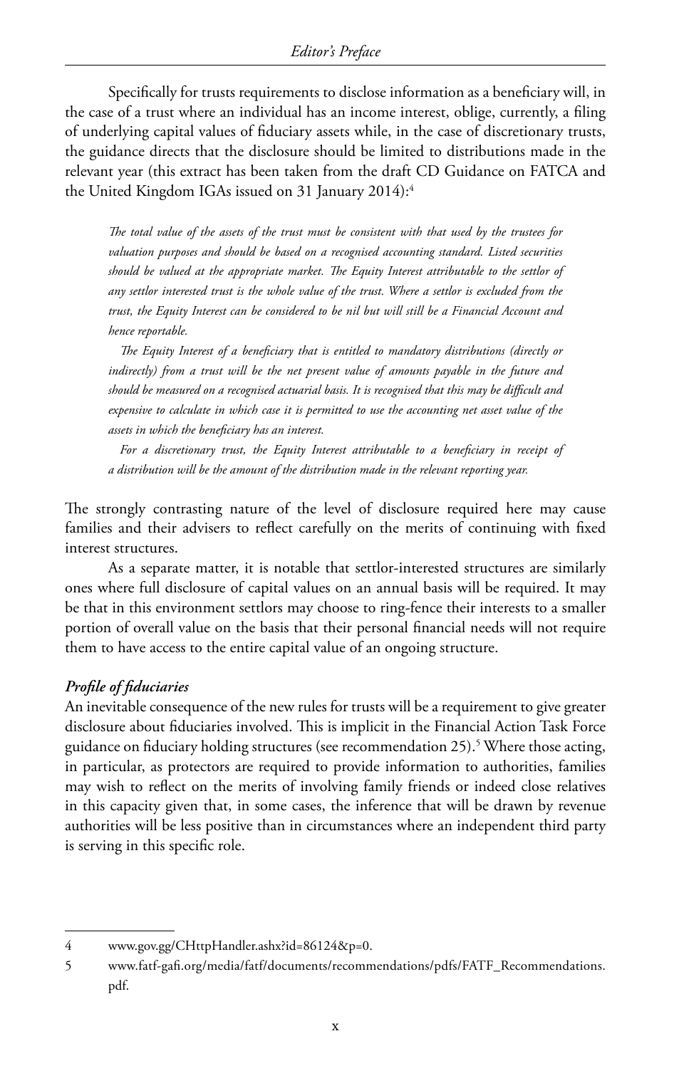Specifically for trusts requirements to disclose information as a beneficiary will, in the case of a trust where an individual has an income interest, oblige, currently, a filing of underlying capital values of fiduciary assets while, in the case of discretionary trusts, the guidance directs that the disclosure should be limited to distributions made in the relevant year (this extract has been taken from the draft CD Guidance on FATCA and the United Kingdom IGAs issued on 31 January 2014):[4]

> *The total value of the assets of the trust must be consistent with that used by the trustees for valuation purposes and should be based on a recognised accounting standard. Listed securities should be valued at the appropriate market. The Equity Interest attributable to the settlor of any settlor interested trust is the whole value of the trust. Where a settlor is excluded from the trust, the Equity Interest can be considered to be nil but will still be a Financial Account and hence reportable.*
>
> *The Equity Interest of a beneficiary that is entitled to mandatory distributions (directly or indirectly) from a trust will be the net present value of amounts payable in the future and should be measured on a recognised actuarial basis. It is recognised that this may be difficult and expensive to calculate in which case it is permitted to use the accounting net asset value of the assets in which the beneficiary has an interest.*
>
> *For a discretionary trust, the Equity Interest attributable to a beneficiary in receipt of a distribution will be the amount of the distribution made in the relevant reporting year.*

The strongly contrasting nature of the level of disclosure required here may cause families and their advisers to reflect carefully on the merits of continuing with fixed interest structures.

As a separate matter, it is notable that settlor-interested structures are similarly ones where full disclosure of capital values on an annual basis will be required. It may be that in this environment settlors may choose to ring-fence their interests to a smaller portion of overall value on the basis that their personal financial needs will not require them to have access to the entire capital value of an ongoing structure.

### *Profile of fiduciaries*

An inevitable consequence of the new rules for trusts will be a requirement to give greater disclosure about fiduciaries involved. This is implicit in the Financial Action Task Force guidance on fiduciary holding structures (see recommendation 25).[5] Where those acting, in particular, as protectors are required to provide information to authorities, families may wish to reflect on the merits of involving family friends or indeed close relatives in this capacity given that, in some cases, the inference that will be drawn by revenue authorities will be less positive than in circumstances where an independent third party is serving in this specific role.

---

4 www.gov.gg/CHttpHandler.ashx?id=86124&p=0.

5 www.fatf-gafi.org/media/fatf/documents/recommendations/pdfs/FATF_Recommendations.pdf.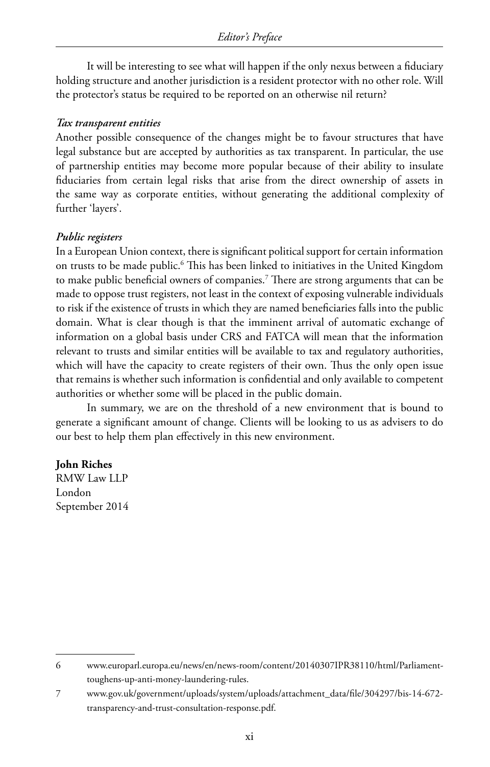It will be interesting to see what will happen if the only nexus between a fiduciary holding structure and another jurisdiction is a resident protector with no other role. Will the protector's status be required to be reported on an otherwise nil return?

***Tax transparent entities***

Another possible consequence of the changes might be to favour structures that have legal substance but are accepted by authorities as tax transparent. In particular, the use of partnership entities may become more popular because of their ability to insulate fiduciaries from certain legal risks that arise from the direct ownership of assets in the same way as corporate entities, without generating the additional complexity of further 'layers'.

***Public registers***

In a European Union context, there is significant political support for certain information on trusts to be made public.[6] This has been linked to initiatives in the United Kingdom to make public beneficial owners of companies.[7] There are strong arguments that can be made to oppose trust registers, not least in the context of exposing vulnerable individuals to risk if the existence of trusts in which they are named beneficiaries falls into the public domain. What is clear though is that the imminent arrival of automatic exchange of information on a global basis under CRS and FATCA will mean that the information relevant to trusts and similar entities will be available to tax and regulatory authorities, which will have the capacity to create registers of their own. Thus the only open issue that remains is whether such information is confidential and only available to competent authorities or whether some will be placed in the public domain.

In summary, we are on the threshold of a new environment that is bound to generate a significant amount of change. Clients will be looking to us as advisers to do our best to help them plan effectively in this new environment.

**John Riches**
RMW Law LLP
London
September 2014

---

6 www.europarl.europa.eu/news/en/news-room/content/20140307IPR38110/html/Parliament-toughens-up-anti-money-laundering-rules.

7 www.gov.uk/government/uploads/system/uploads/attachment_data/file/304297/bis-14-672-transparency-and-trust-consultation-response.pdf.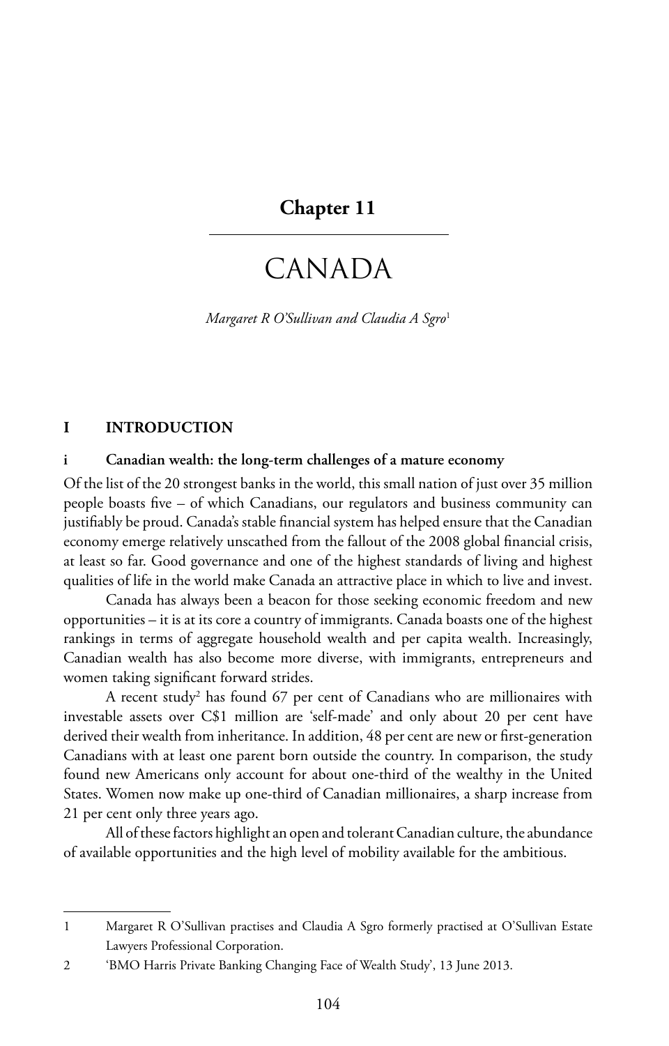# Chapter 11

# CANADA

*Margaret R O'Sullivan and Claudia A Sgro*[1]

## I INTRODUCTION

### i Canadian wealth: the long-term challenges of a mature economy

Of the list of the 20 strongest banks in the world, this small nation of just over 35 million people boasts five – of which Canadians, our regulators and business community can justifiably be proud. Canada's stable financial system has helped ensure that the Canadian economy emerge relatively unscathed from the fallout of the 2008 global financial crisis, at least so far. Good governance and one of the highest standards of living and highest qualities of life in the world make Canada an attractive place in which to live and invest.

Canada has always been a beacon for those seeking economic freedom and new opportunities – it is at its core a country of immigrants. Canada boasts one of the highest rankings in terms of aggregate household wealth and per capita wealth. Increasingly, Canadian wealth has also become more diverse, with immigrants, entrepreneurs and women taking significant forward strides.

A recent study[2] has found 67 per cent of Canadians who are millionaires with investable assets over C$1 million are 'self-made' and only about 20 per cent have derived their wealth from inheritance. In addition, 48 per cent are new or first-generation Canadians with at least one parent born outside the country. In comparison, the study found new Americans only account for about one-third of the wealthy in the United States. Women now make up one-third of Canadian millionaires, a sharp increase from 21 per cent only three years ago.

All of these factors highlight an open and tolerant Canadian culture, the abundance of available opportunities and the high level of mobility available for the ambitious.

---

1 Margaret R O'Sullivan practises and Claudia A Sgro formerly practised at O'Sullivan Estate Lawyers Professional Corporation.

2 'BMO Harris Private Banking Changing Face of Wealth Study', 13 June 2013.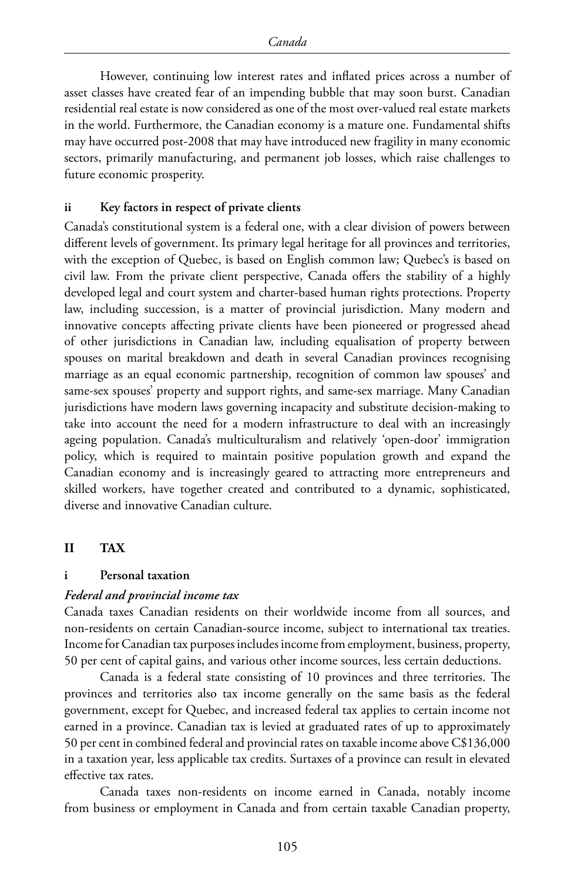However, continuing low interest rates and inflated prices across a number of asset classes have created fear of an impending bubble that may soon burst. Canadian residential real estate is now considered as one of the most over-valued real estate markets in the world. Furthermore, the Canadian economy is a mature one. Fundamental shifts may have occurred post-2008 that may have introduced new fragility in many economic sectors, primarily manufacturing, and permanent job losses, which raise challenges to future economic prosperity.

### ii Key factors in respect of private clients

Canada's constitutional system is a federal one, with a clear division of powers between different levels of government. Its primary legal heritage for all provinces and territories, with the exception of Quebec, is based on English common law; Quebec's is based on civil law. From the private client perspective, Canada offers the stability of a highly developed legal and court system and charter-based human rights protections. Property law, including succession, is a matter of provincial jurisdiction. Many modern and innovative concepts affecting private clients have been pioneered or progressed ahead of other jurisdictions in Canadian law, including equalisation of property between spouses on marital breakdown and death in several Canadian provinces recognising marriage as an equal economic partnership, recognition of common law spouses' and same-sex spouses' property and support rights, and same-sex marriage. Many Canadian jurisdictions have modern laws governing incapacity and substitute decision-making to take into account the need for a modern infrastructure to deal with an increasingly ageing population. Canada's multiculturalism and relatively 'open-door' immigration policy, which is required to maintain positive population growth and expand the Canadian economy and is increasingly geared to attracting more entrepreneurs and skilled workers, have together created and contributed to a dynamic, sophisticated, diverse and innovative Canadian culture.

## II TAX

### i Personal taxation

*Federal and provincial income tax*

Canada taxes Canadian residents on their worldwide income from all sources, and non-residents on certain Canadian-source income, subject to international tax treaties. Income for Canadian tax purposes includes income from employment, business, property, 50 per cent of capital gains, and various other income sources, less certain deductions.

Canada is a federal state consisting of 10 provinces and three territories. The provinces and territories also tax income generally on the same basis as the federal government, except for Quebec, and increased federal tax applies to certain income not earned in a province. Canadian tax is levied at graduated rates of up to approximately 50 per cent in combined federal and provincial rates on taxable income above C$136,000 in a taxation year, less applicable tax credits. Surtaxes of a province can result in elevated effective tax rates.

Canada taxes non-residents on income earned in Canada, notably income from business or employment in Canada and from certain taxable Canadian property,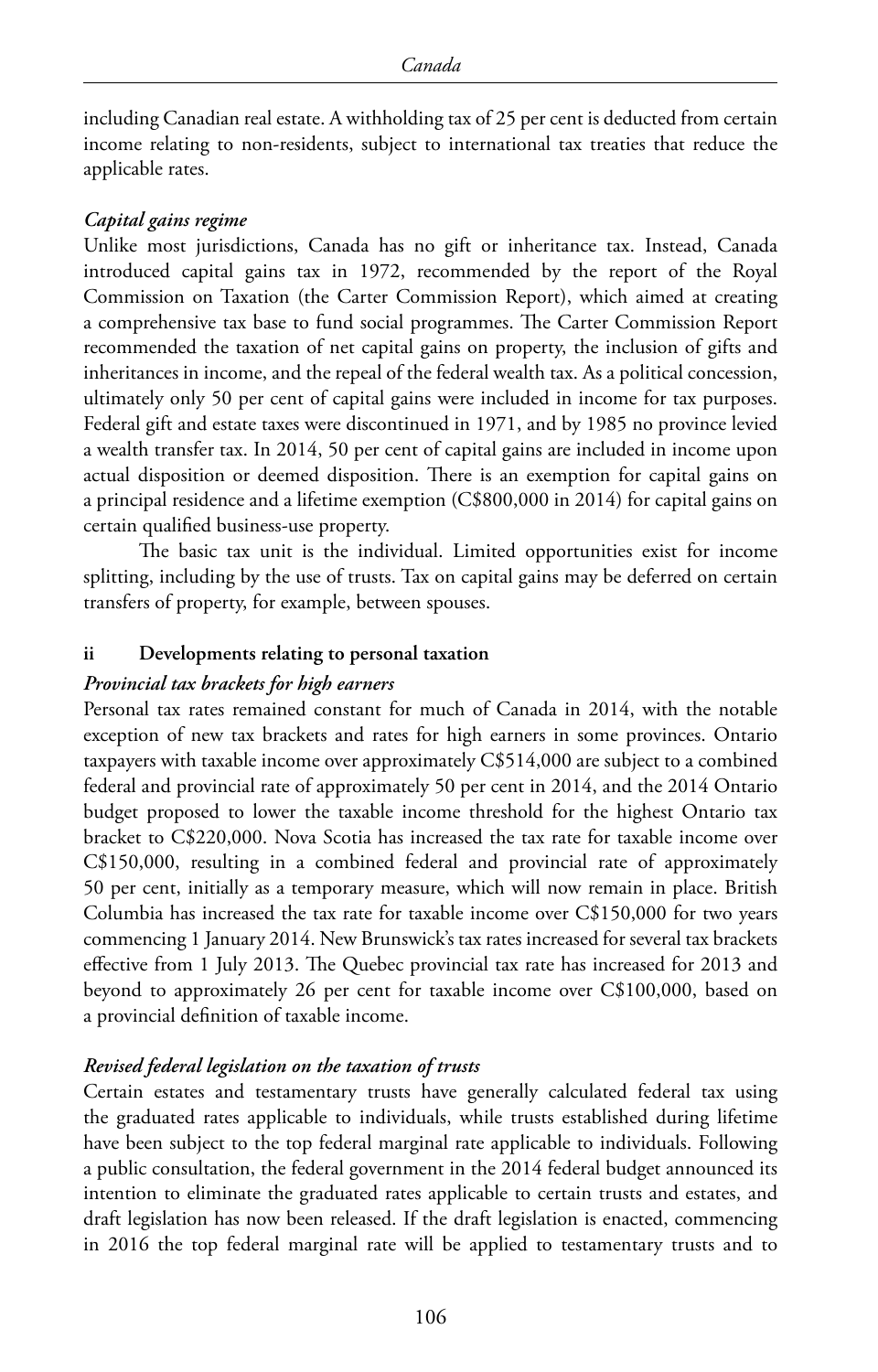including Canadian real estate. A withholding tax of 25 per cent is deducted from certain income relating to non-residents, subject to international tax treaties that reduce the applicable rates.

*Capital gains regime*

Unlike most jurisdictions, Canada has no gift or inheritance tax. Instead, Canada introduced capital gains tax in 1972, recommended by the report of the Royal Commission on Taxation (the Carter Commission Report), which aimed at creating a comprehensive tax base to fund social programmes. The Carter Commission Report recommended the taxation of net capital gains on property, the inclusion of gifts and inheritances in income, and the repeal of the federal wealth tax. As a political concession, ultimately only 50 per cent of capital gains were included in income for tax purposes. Federal gift and estate taxes were discontinued in 1971, and by 1985 no province levied a wealth transfer tax. In 2014, 50 per cent of capital gains are included in income upon actual disposition or deemed disposition. There is an exemption for capital gains on a principal residence and a lifetime exemption (C$800,000 in 2014) for capital gains on certain qualified business-use property.

The basic tax unit is the individual. Limited opportunities exist for income splitting, including by the use of trusts. Tax on capital gains may be deferred on certain transfers of property, for example, between spouses.

### ii Developments relating to personal taxation

*Provincial tax brackets for high earners*

Personal tax rates remained constant for much of Canada in 2014, with the notable exception of new tax brackets and rates for high earners in some provinces. Ontario taxpayers with taxable income over approximately C$514,000 are subject to a combined federal and provincial rate of approximately 50 per cent in 2014, and the 2014 Ontario budget proposed to lower the taxable income threshold for the highest Ontario tax bracket to C$220,000. Nova Scotia has increased the tax rate for taxable income over C$150,000, resulting in a combined federal and provincial rate of approximately 50 per cent, initially as a temporary measure, which will now remain in place. British Columbia has increased the tax rate for taxable income over C$150,000 for two years commencing 1 January 2014. New Brunswick's tax rates increased for several tax brackets effective from 1 July 2013. The Quebec provincial tax rate has increased for 2013 and beyond to approximately 26 per cent for taxable income over C$100,000, based on a provincial definition of taxable income.

*Revised federal legislation on the taxation of trusts*

Certain estates and testamentary trusts have generally calculated federal tax using the graduated rates applicable to individuals, while trusts established during lifetime have been subject to the top federal marginal rate applicable to individuals. Following a public consultation, the federal government in the 2014 federal budget announced its intention to eliminate the graduated rates applicable to certain trusts and estates, and draft legislation has now been released. If the draft legislation is enacted, commencing in 2016 the top federal marginal rate will be applied to testamentary trusts and to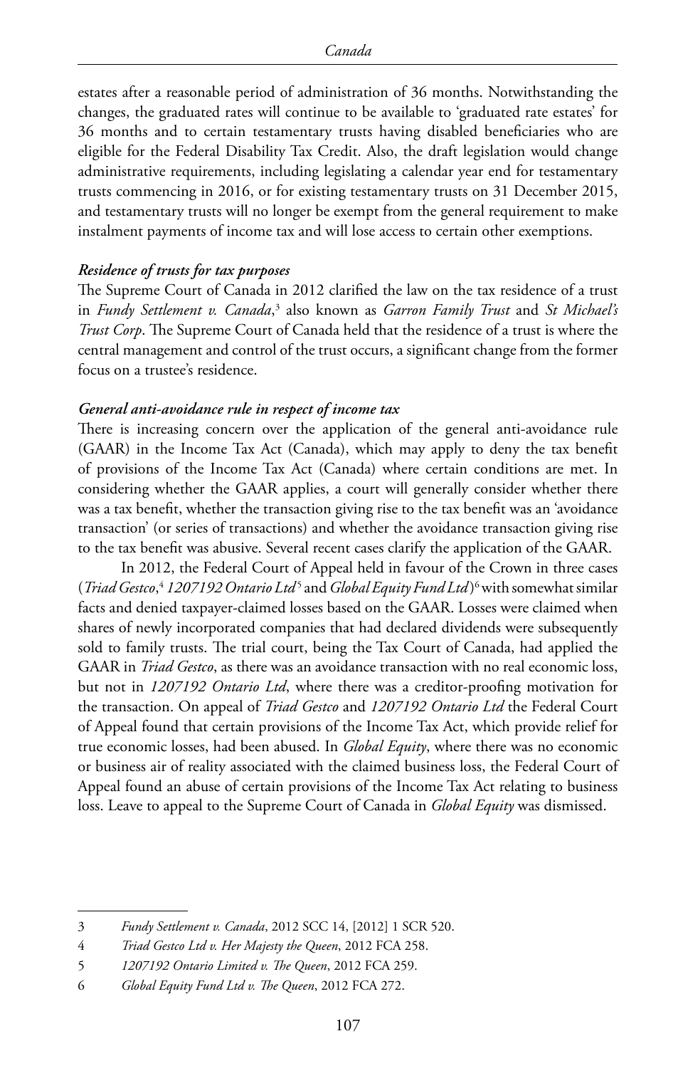estates after a reasonable period of administration of 36 months. Notwithstanding the changes, the graduated rates will continue to be available to 'graduated rate estates' for 36 months and to certain testamentary trusts having disabled beneficiaries who are eligible for the Federal Disability Tax Credit. Also, the draft legislation would change administrative requirements, including legislating a calendar year end for testamentary trusts commencing in 2016, or for existing testamentary trusts on 31 December 2015, and testamentary trusts will no longer be exempt from the general requirement to make instalment payments of income tax and will lose access to certain other exemptions.

***Residence of trusts for tax purposes***

The Supreme Court of Canada in 2012 clarified the law on the tax residence of a trust in *Fundy Settlement v. Canada*,[3] also known as *Garron Family Trust* and *St Michael's Trust Corp*. The Supreme Court of Canada held that the residence of a trust is where the central management and control of the trust occurs, a significant change from the former focus on a trustee's residence.

***General anti-avoidance rule in respect of income tax***

There is increasing concern over the application of the general anti-avoidance rule (GAAR) in the Income Tax Act (Canada), which may apply to deny the tax benefit of provisions of the Income Tax Act (Canada) where certain conditions are met. In considering whether the GAAR applies, a court will generally consider whether there was a tax benefit, whether the transaction giving rise to the tax benefit was an 'avoidance transaction' (or series of transactions) and whether the avoidance transaction giving rise to the tax benefit was abusive. Several recent cases clarify the application of the GAAR.

In 2012, the Federal Court of Appeal held in favour of the Crown in three cases (*Triad Gestco*,[4] *1207192 Ontario Ltd*[5] and *Global Equity Fund Ltd*)[6] with somewhat similar facts and denied taxpayer-claimed losses based on the GAAR. Losses were claimed when shares of newly incorporated companies that had declared dividends were subsequently sold to family trusts. The trial court, being the Tax Court of Canada, had applied the GAAR in *Triad Gestco*, as there was an avoidance transaction with no real economic loss, but not in *1207192 Ontario Ltd*, where there was a creditor-proofing motivation for the transaction. On appeal of *Triad Gestco* and *1207192 Ontario Ltd* the Federal Court of Appeal found that certain provisions of the Income Tax Act, which provide relief for true economic losses, had been abused. In *Global Equity*, where there was no economic or business air of reality associated with the claimed business loss, the Federal Court of Appeal found an abuse of certain provisions of the Income Tax Act relating to business loss. Leave to appeal to the Supreme Court of Canada in *Global Equity* was dismissed.

---

3 *Fundy Settlement v. Canada*, 2012 SCC 14, [2012] 1 SCR 520.

4 *Triad Gestco Ltd v. Her Majesty the Queen*, 2012 FCA 258.

5 *1207192 Ontario Limited v. The Queen*, 2012 FCA 259.

6 *Global Equity Fund Ltd v. The Queen*, 2012 FCA 272.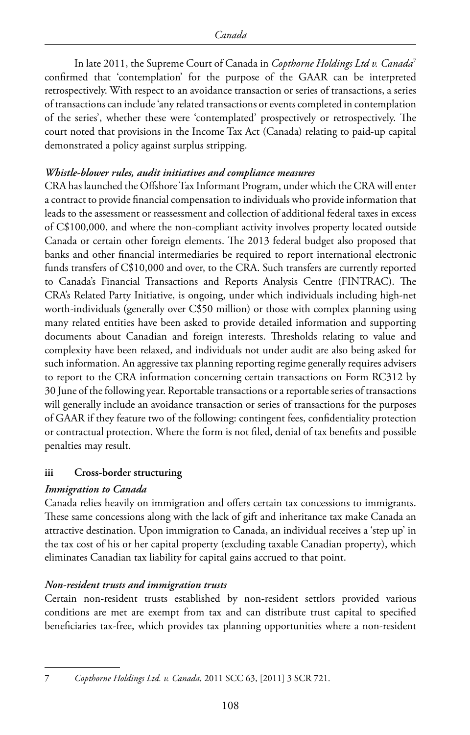In late 2011, the Supreme Court of Canada in *Copthorne Holdings Ltd v. Canada*[7] confirmed that 'contemplation' for the purpose of the GAAR can be interpreted retrospectively. With respect to an avoidance transaction or series of transactions, a series of transactions can include 'any related transactions or events completed in contemplation of the series', whether these were 'contemplated' prospectively or retrospectively. The court noted that provisions in the Income Tax Act (Canada) relating to paid-up capital demonstrated a policy against surplus stripping.

***Whistle-blower rules, audit initiatives and compliance measures***

CRA has launched the Offshore Tax Informant Program, under which the CRA will enter a contract to provide financial compensation to individuals who provide information that leads to the assessment or reassessment and collection of additional federal taxes in excess of C$100,000, and where the non-compliant activity involves property located outside Canada or certain other foreign elements. The 2013 federal budget also proposed that banks and other financial intermediaries be required to report international electronic funds transfers of C$10,000 and over, to the CRA. Such transfers are currently reported to Canada's Financial Transactions and Reports Analysis Centre (FINTRAC). The CRA's Related Party Initiative, is ongoing, under which individuals including high-net worth-individuals (generally over C$50 million) or those with complex planning using many related entities have been asked to provide detailed information and supporting documents about Canadian and foreign interests. Thresholds relating to value and complexity have been relaxed, and individuals not under audit are also being asked for such information. An aggressive tax planning reporting regime generally requires advisers to report to the CRA information concerning certain transactions on Form RC312 by 30 June of the following year. Reportable transactions or a reportable series of transactions will generally include an avoidance transaction or series of transactions for the purposes of GAAR if they feature two of the following: contingent fees, confidentiality protection or contractual protection. Where the form is not filed, denial of tax benefits and possible penalties may result.

### iii Cross-border structuring

***Immigration to Canada***

Canada relies heavily on immigration and offers certain tax concessions to immigrants. These same concessions along with the lack of gift and inheritance tax make Canada an attractive destination. Upon immigration to Canada, an individual receives a 'step up' in the tax cost of his or her capital property (excluding taxable Canadian property), which eliminates Canadian tax liability for capital gains accrued to that point.

***Non-resident trusts and immigration trusts***

Certain non-resident trusts established by non-resident settlors provided various conditions are met are exempt from tax and can distribute trust capital to specified beneficiaries tax-free, which provides tax planning opportunities where a non-resident

---

7 *Copthorne Holdings Ltd. v. Canada*, 2011 SCC 63, [2011] 3 SCR 721.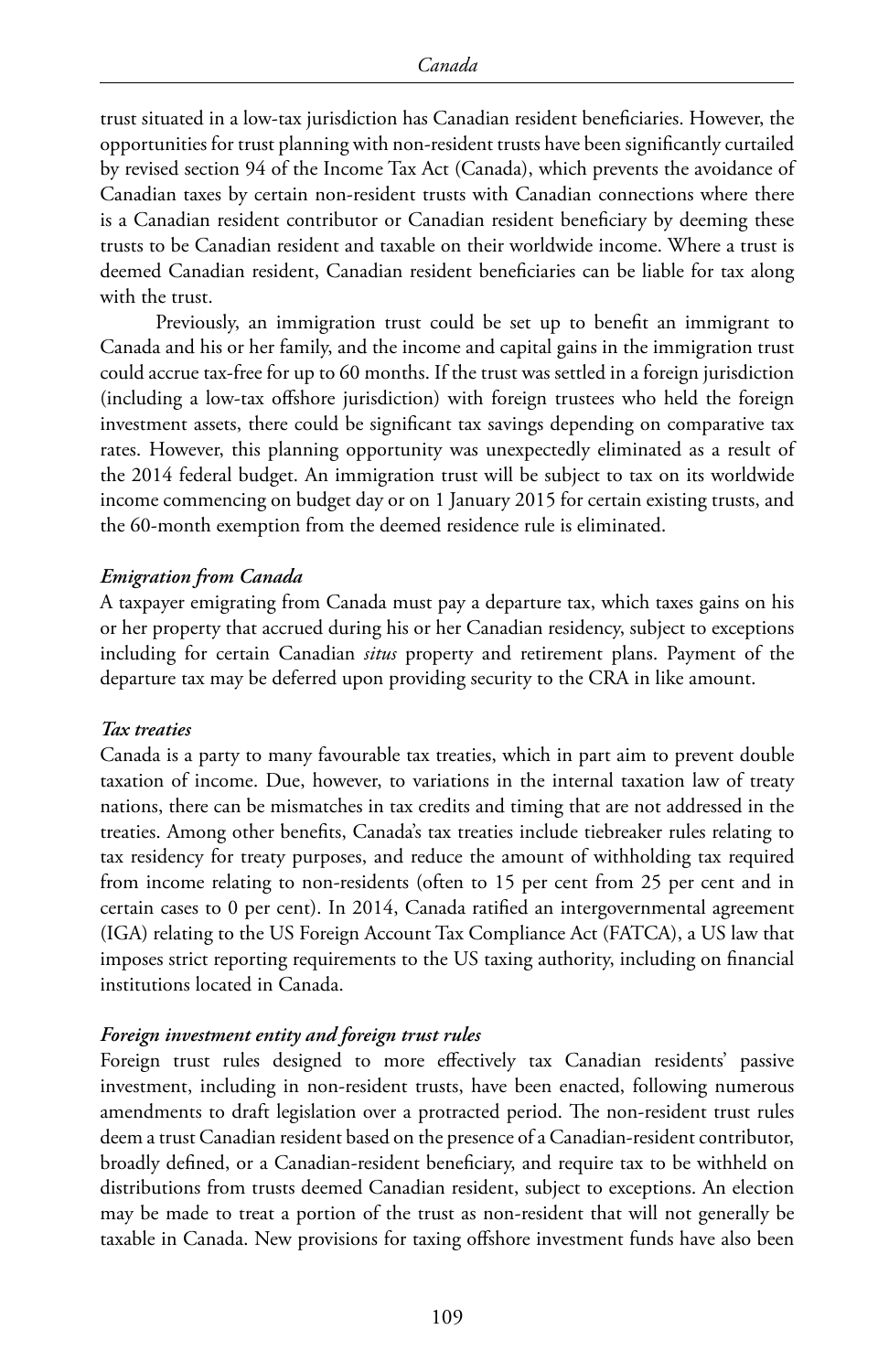trust situated in a low-tax jurisdiction has Canadian resident beneficiaries. However, the opportunities for trust planning with non-resident trusts have been significantly curtailed by revised section 94 of the Income Tax Act (Canada), which prevents the avoidance of Canadian taxes by certain non-resident trusts with Canadian connections where there is a Canadian resident contributor or Canadian resident beneficiary by deeming these trusts to be Canadian resident and taxable on their worldwide income. Where a trust is deemed Canadian resident, Canadian resident beneficiaries can be liable for tax along with the trust.

Previously, an immigration trust could be set up to benefit an immigrant to Canada and his or her family, and the income and capital gains in the immigration trust could accrue tax-free for up to 60 months. If the trust was settled in a foreign jurisdiction (including a low-tax offshore jurisdiction) with foreign trustees who held the foreign investment assets, there could be significant tax savings depending on comparative tax rates. However, this planning opportunity was unexpectedly eliminated as a result of the 2014 federal budget. An immigration trust will be subject to tax on its worldwide income commencing on budget day or on 1 January 2015 for certain existing trusts, and the 60-month exemption from the deemed residence rule is eliminated.

#### *Emigration from Canada*

A taxpayer emigrating from Canada must pay a departure tax, which taxes gains on his or her property that accrued during his or her Canadian residency, subject to exceptions including for certain Canadian *situs* property and retirement plans. Payment of the departure tax may be deferred upon providing security to the CRA in like amount.

#### *Tax treaties*

Canada is a party to many favourable tax treaties, which in part aim to prevent double taxation of income. Due, however, to variations in the internal taxation law of treaty nations, there can be mismatches in tax credits and timing that are not addressed in the treaties. Among other benefits, Canada's tax treaties include tiebreaker rules relating to tax residency for treaty purposes, and reduce the amount of withholding tax required from income relating to non-residents (often to 15 per cent from 25 per cent and in certain cases to 0 per cent). In 2014, Canada ratified an intergovernmental agreement (IGA) relating to the US Foreign Account Tax Compliance Act (FATCA), a US law that imposes strict reporting requirements to the US taxing authority, including on financial institutions located in Canada.

#### *Foreign investment entity and foreign trust rules*

Foreign trust rules designed to more effectively tax Canadian residents' passive investment, including in non-resident trusts, have been enacted, following numerous amendments to draft legislation over a protracted period. The non-resident trust rules deem a trust Canadian resident based on the presence of a Canadian-resident contributor, broadly defined, or a Canadian-resident beneficiary, and require tax to be withheld on distributions from trusts deemed Canadian resident, subject to exceptions. An election may be made to treat a portion of the trust as non-resident that will not generally be taxable in Canada. New provisions for taxing offshore investment funds have also been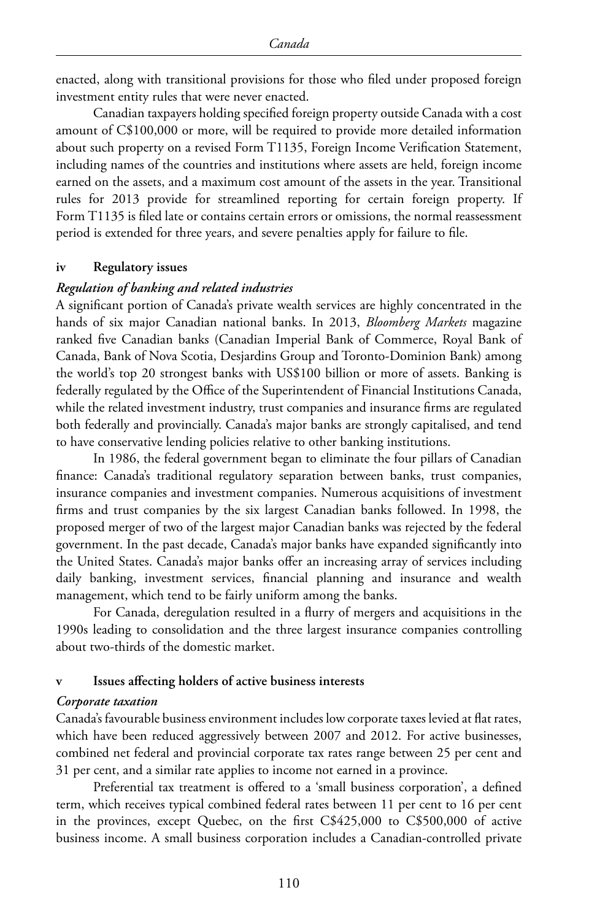enacted, along with transitional provisions for those who filed under proposed foreign investment entity rules that were never enacted.

Canadian taxpayers holding specified foreign property outside Canada with a cost amount of C$100,000 or more, will be required to provide more detailed information about such property on a revised Form T1135, Foreign Income Verification Statement, including names of the countries and institutions where assets are held, foreign income earned on the assets, and a maximum cost amount of the assets in the year. Transitional rules for 2013 provide for streamlined reporting for certain foreign property. If Form T1135 is filed late or contains certain errors or omissions, the normal reassessment period is extended for three years, and severe penalties apply for failure to file.

### iv Regulatory issues

#### *Regulation of banking and related industries*

A significant portion of Canada's private wealth services are highly concentrated in the hands of six major Canadian national banks. In 2013, *Bloomberg Markets* magazine ranked five Canadian banks (Canadian Imperial Bank of Commerce, Royal Bank of Canada, Bank of Nova Scotia, Desjardins Group and Toronto-Dominion Bank) among the world's top 20 strongest banks with US$100 billion or more of assets. Banking is federally regulated by the Office of the Superintendent of Financial Institutions Canada, while the related investment industry, trust companies and insurance firms are regulated both federally and provincially. Canada's major banks are strongly capitalised, and tend to have conservative lending policies relative to other banking institutions.

In 1986, the federal government began to eliminate the four pillars of Canadian finance: Canada's traditional regulatory separation between banks, trust companies, insurance companies and investment companies. Numerous acquisitions of investment firms and trust companies by the six largest Canadian banks followed. In 1998, the proposed merger of two of the largest major Canadian banks was rejected by the federal government. In the past decade, Canada's major banks have expanded significantly into the United States. Canada's major banks offer an increasing array of services including daily banking, investment services, financial planning and insurance and wealth management, which tend to be fairly uniform among the banks.

For Canada, deregulation resulted in a flurry of mergers and acquisitions in the 1990s leading to consolidation and the three largest insurance companies controlling about two-thirds of the domestic market.

### v Issues affecting holders of active business interests

#### *Corporate taxation*

Canada's favourable business environment includes low corporate taxes levied at flat rates, which have been reduced aggressively between 2007 and 2012. For active businesses, combined net federal and provincial corporate tax rates range between 25 per cent and 31 per cent, and a similar rate applies to income not earned in a province.

Preferential tax treatment is offered to a 'small business corporation', a defined term, which receives typical combined federal rates between 11 per cent to 16 per cent in the provinces, except Quebec, on the first C$425,000 to C$500,000 of active business income. A small business corporation includes a Canadian-controlled private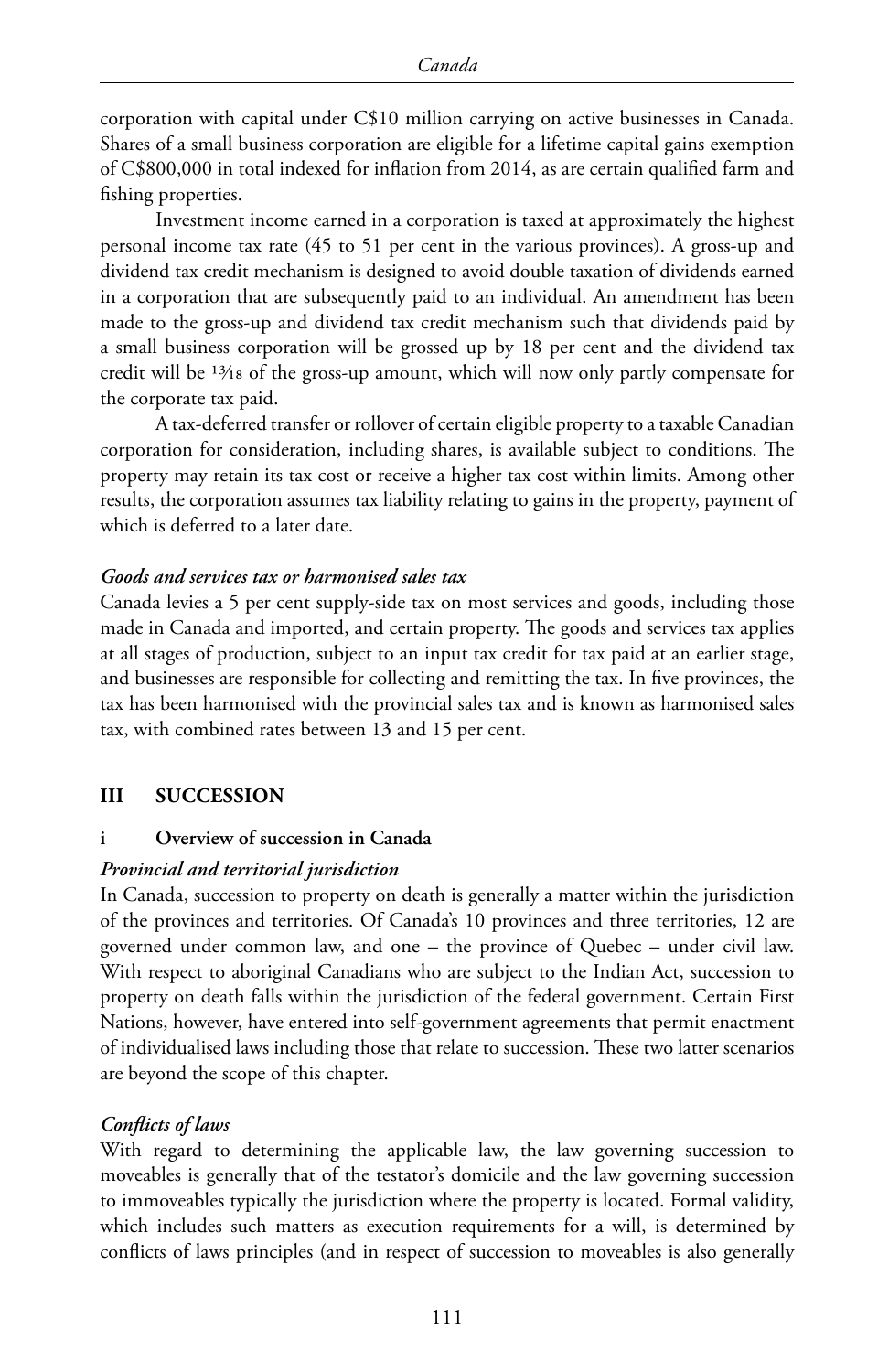corporation with capital under C$10 million carrying on active businesses in Canada. Shares of a small business corporation are eligible for a lifetime capital gains exemption of C$800,000 in total indexed for inflation from 2014, as are certain qualified farm and fishing properties.

Investment income earned in a corporation is taxed at approximately the highest personal income tax rate (45 to 51 per cent in the various provinces). A gross-up and dividend tax credit mechanism is designed to avoid double taxation of dividends earned in a corporation that are subsequently paid to an individual. An amendment has been made to the gross-up and dividend tax credit mechanism such that dividends paid by a small business corporation will be grossed up by 18 per cent and the dividend tax credit will be 13⁄18 of the gross-up amount, which will now only partly compensate for the corporate tax paid.

A tax-deferred transfer or rollover of certain eligible property to a taxable Canadian corporation for consideration, including shares, is available subject to conditions. The property may retain its tax cost or receive a higher tax cost within limits. Among other results, the corporation assumes tax liability relating to gains in the property, payment of which is deferred to a later date.

*Goods and services tax or harmonised sales tax*

Canada levies a 5 per cent supply-side tax on most services and goods, including those made in Canada and imported, and certain property. The goods and services tax applies at all stages of production, subject to an input tax credit for tax paid at an earlier stage, and businesses are responsible for collecting and remitting the tax. In five provinces, the tax has been harmonised with the provincial sales tax and is known as harmonised sales tax, with combined rates between 13 and 15 per cent.

## III SUCCESSION

### i Overview of succession in Canada

*Provincial and territorial jurisdiction*

In Canada, succession to property on death is generally a matter within the jurisdiction of the provinces and territories. Of Canada's 10 provinces and three territories, 12 are governed under common law, and one – the province of Quebec – under civil law. With respect to aboriginal Canadians who are subject to the Indian Act, succession to property on death falls within the jurisdiction of the federal government. Certain First Nations, however, have entered into self-government agreements that permit enactment of individualised laws including those that relate to succession. These two latter scenarios are beyond the scope of this chapter.

*Conflicts of laws*

With regard to determining the applicable law, the law governing succession to moveables is generally that of the testator's domicile and the law governing succession to immoveables typically the jurisdiction where the property is located. Formal validity, which includes such matters as execution requirements for a will, is determined by conflicts of laws principles (and in respect of succession to moveables is also generally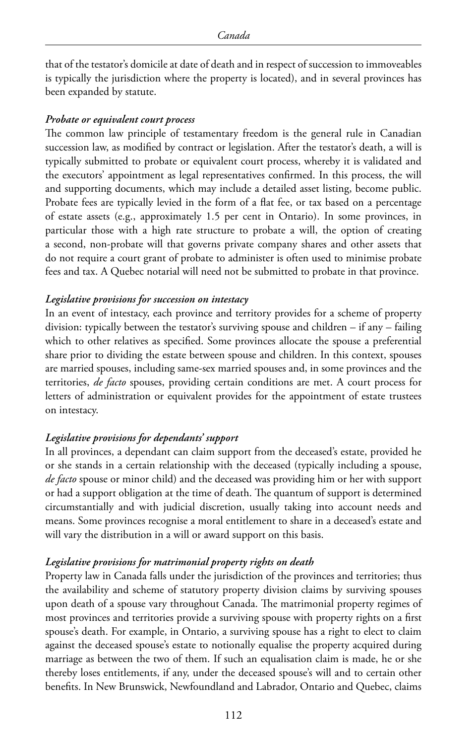that of the testator's domicile at date of death and in respect of succession to immoveables is typically the jurisdiction where the property is located), and in several provinces has been expanded by statute.

***Probate or equivalent court process***

The common law principle of testamentary freedom is the general rule in Canadian succession law, as modified by contract or legislation. After the testator's death, a will is typically submitted to probate or equivalent court process, whereby it is validated and the executors' appointment as legal representatives confirmed. In this process, the will and supporting documents, which may include a detailed asset listing, become public. Probate fees are typically levied in the form of a flat fee, or tax based on a percentage of estate assets (e.g., approximately 1.5 per cent in Ontario). In some provinces, in particular those with a high rate structure to probate a will, the option of creating a second, non-probate will that governs private company shares and other assets that do not require a court grant of probate to administer is often used to minimise probate fees and tax. A Quebec notarial will need not be submitted to probate in that province.

***Legislative provisions for succession on intestacy***

In an event of intestacy, each province and territory provides for a scheme of property division: typically between the testator's surviving spouse and children – if any – failing which to other relatives as specified. Some provinces allocate the spouse a preferential share prior to dividing the estate between spouse and children. In this context, spouses are married spouses, including same-sex married spouses and, in some provinces and the territories, *de facto* spouses, providing certain conditions are met. A court process for letters of administration or equivalent provides for the appointment of estate trustees on intestacy.

***Legislative provisions for dependants' support***

In all provinces, a dependant can claim support from the deceased's estate, provided he or she stands in a certain relationship with the deceased (typically including a spouse, *de facto* spouse or minor child) and the deceased was providing him or her with support or had a support obligation at the time of death. The quantum of support is determined circumstantially and with judicial discretion, usually taking into account needs and means. Some provinces recognise a moral entitlement to share in a deceased's estate and will vary the distribution in a will or award support on this basis.

***Legislative provisions for matrimonial property rights on death***

Property law in Canada falls under the jurisdiction of the provinces and territories; thus the availability and scheme of statutory property division claims by surviving spouses upon death of a spouse vary throughout Canada. The matrimonial property regimes of most provinces and territories provide a surviving spouse with property rights on a first spouse's death. For example, in Ontario, a surviving spouse has a right to elect to claim against the deceased spouse's estate to notionally equalise the property acquired during marriage as between the two of them. If such an equalisation claim is made, he or she thereby loses entitlements, if any, under the deceased spouse's will and to certain other benefits. In New Brunswick, Newfoundland and Labrador, Ontario and Quebec, claims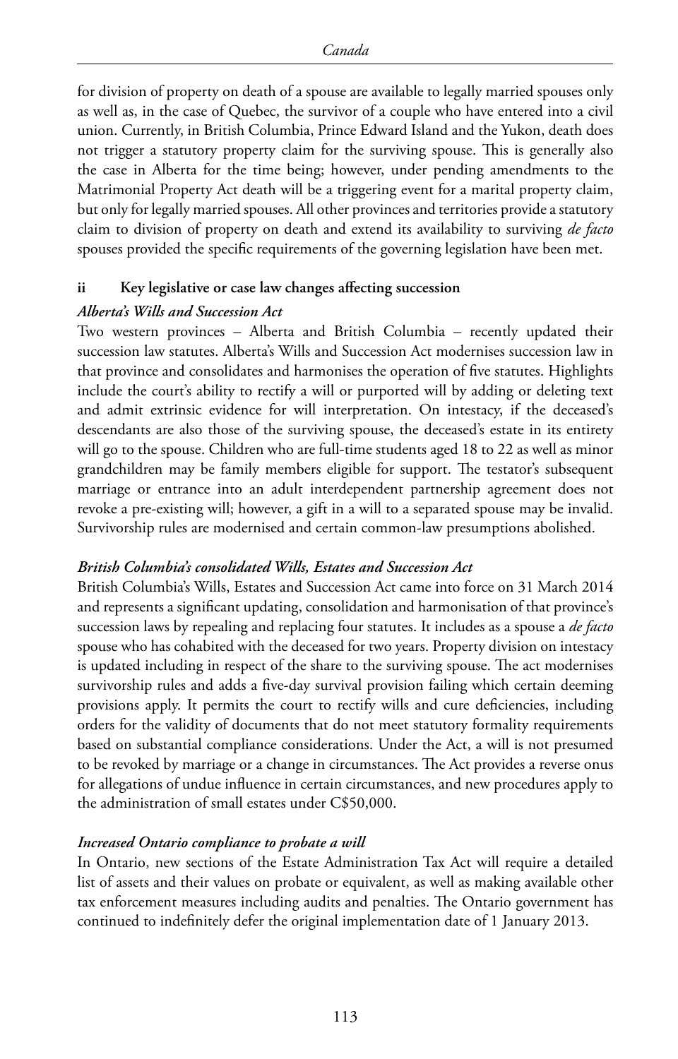for division of property on death of a spouse are available to legally married spouses only as well as, in the case of Quebec, the survivor of a couple who have entered into a civil union. Currently, in British Columbia, Prince Edward Island and the Yukon, death does not trigger a statutory property claim for the surviving spouse. This is generally also the case in Alberta for the time being; however, under pending amendments to the Matrimonial Property Act death will be a triggering event for a marital property claim, but only for legally married spouses. All other provinces and territories provide a statutory claim to division of property on death and extend its availability to surviving *de facto* spouses provided the specific requirements of the governing legislation have been met.

### ii Key legislative or case law changes affecting succession

*Alberta's Wills and Succession Act*

Two western provinces – Alberta and British Columbia – recently updated their succession law statutes. Alberta's Wills and Succession Act modernises succession law in that province and consolidates and harmonises the operation of five statutes. Highlights include the court's ability to rectify a will or purported will by adding or deleting text and admit extrinsic evidence for will interpretation. On intestacy, if the deceased's descendants are also those of the surviving spouse, the deceased's estate in its entirety will go to the spouse. Children who are full-time students aged 18 to 22 as well as minor grandchildren may be family members eligible for support. The testator's subsequent marriage or entrance into an adult interdependent partnership agreement does not revoke a pre-existing will; however, a gift in a will to a separated spouse may be invalid. Survivorship rules are modernised and certain common-law presumptions abolished.

*British Columbia's consolidated Wills, Estates and Succession Act*

British Columbia's Wills, Estates and Succession Act came into force on 31 March 2014 and represents a significant updating, consolidation and harmonisation of that province's succession laws by repealing and replacing four statutes. It includes as a spouse a *de facto* spouse who has cohabited with the deceased for two years. Property division on intestacy is updated including in respect of the share to the surviving spouse. The act modernises survivorship rules and adds a five-day survival provision failing which certain deeming provisions apply. It permits the court to rectify wills and cure deficiencies, including orders for the validity of documents that do not meet statutory formality requirements based on substantial compliance considerations. Under the Act, a will is not presumed to be revoked by marriage or a change in circumstances. The Act provides a reverse onus for allegations of undue influence in certain circumstances, and new procedures apply to the administration of small estates under C$50,000.

*Increased Ontario compliance to probate a will*

In Ontario, new sections of the Estate Administration Tax Act will require a detailed list of assets and their values on probate or equivalent, as well as making available other tax enforcement measures including audits and penalties. The Ontario government has continued to indefinitely defer the original implementation date of 1 January 2013.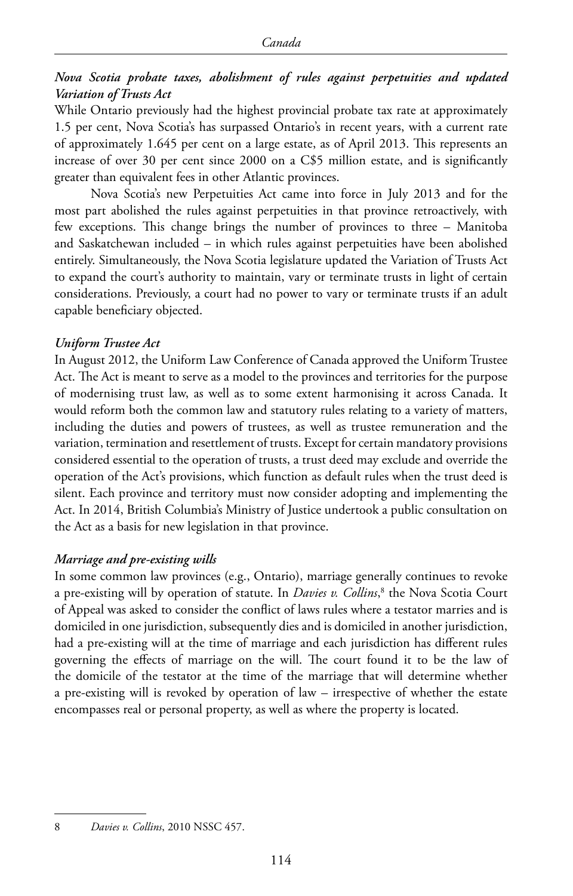***Nova Scotia probate taxes, abolishment of rules against perpetuities and updated Variation of Trusts Act***

While Ontario previously had the highest provincial probate tax rate at approximately 1.5 per cent, Nova Scotia's has surpassed Ontario's in recent years, with a current rate of approximately 1.645 per cent on a large estate, as of April 2013. This represents an increase of over 30 per cent since 2000 on a C$5 million estate, and is significantly greater than equivalent fees in other Atlantic provinces.

Nova Scotia's new Perpetuities Act came into force in July 2013 and for the most part abolished the rules against perpetuities in that province retroactively, with few exceptions. This change brings the number of provinces to three – Manitoba and Saskatchewan included – in which rules against perpetuities have been abolished entirely. Simultaneously, the Nova Scotia legislature updated the Variation of Trusts Act to expand the court's authority to maintain, vary or terminate trusts in light of certain considerations. Previously, a court had no power to vary or terminate trusts if an adult capable beneficiary objected.

***Uniform Trustee Act***

In August 2012, the Uniform Law Conference of Canada approved the Uniform Trustee Act. The Act is meant to serve as a model to the provinces and territories for the purpose of modernising trust law, as well as to some extent harmonising it across Canada. It would reform both the common law and statutory rules relating to a variety of matters, including the duties and powers of trustees, as well as trustee remuneration and the variation, termination and resettlement of trusts. Except for certain mandatory provisions considered essential to the operation of trusts, a trust deed may exclude and override the operation of the Act's provisions, which function as default rules when the trust deed is silent. Each province and territory must now consider adopting and implementing the Act. In 2014, British Columbia's Ministry of Justice undertook a public consultation on the Act as a basis for new legislation in that province.

***Marriage and pre-existing wills***

In some common law provinces (e.g., Ontario), marriage generally continues to revoke a pre-existing will by operation of statute. In *Davies v. Collins*,[8] the Nova Scotia Court of Appeal was asked to consider the conflict of laws rules where a testator marries and is domiciled in one jurisdiction, subsequently dies and is domiciled in another jurisdiction, had a pre-existing will at the time of marriage and each jurisdiction has different rules governing the effects of marriage on the will. The court found it to be the law of the domicile of the testator at the time of the marriage that will determine whether a pre-existing will is revoked by operation of law – irrespective of whether the estate encompasses real or personal property, as well as where the property is located.

---

8 *Davies v. Collins*, 2010 NSSC 457.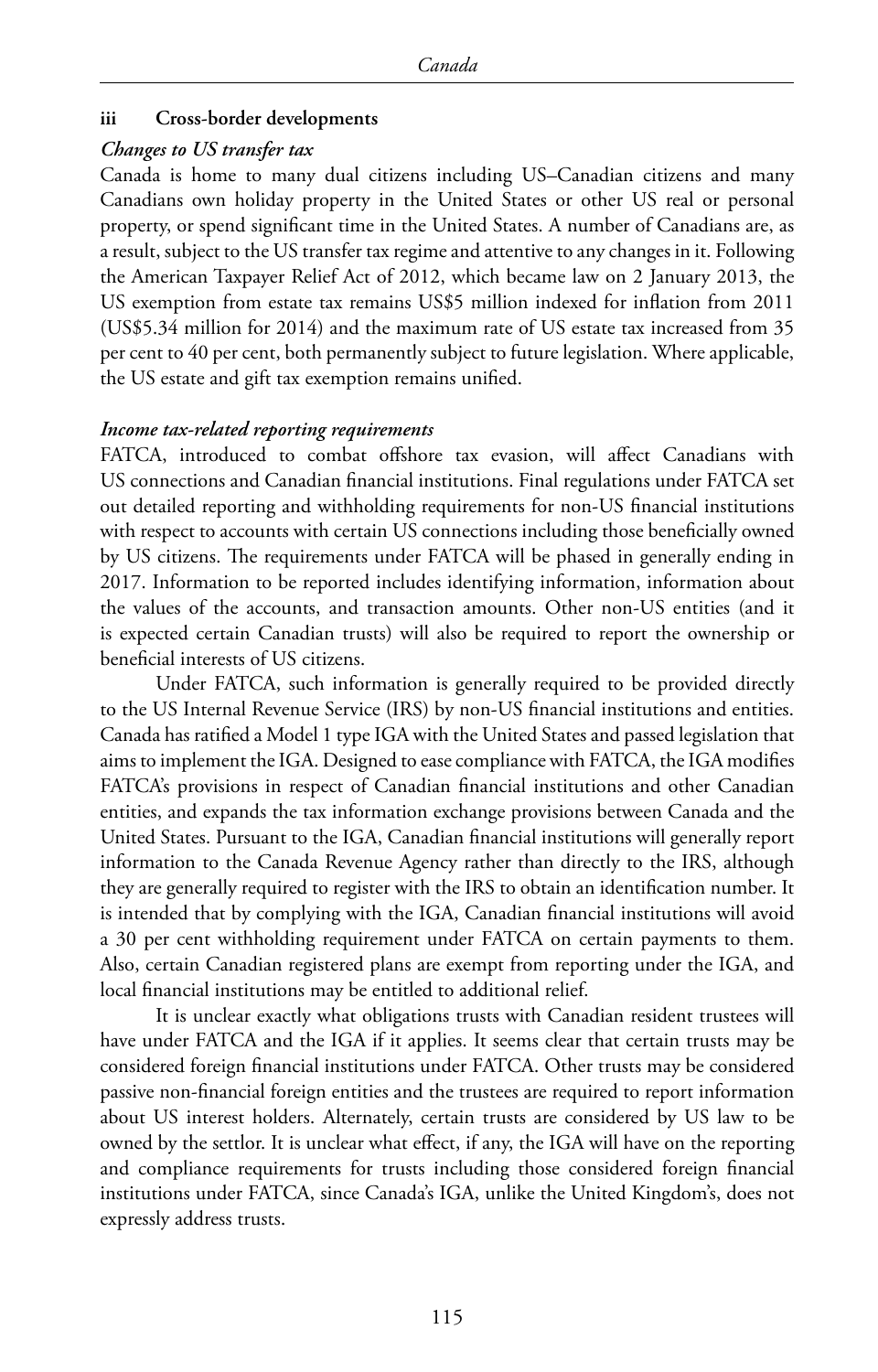### iii Cross-border developments

*Changes to US transfer tax*

Canada is home to many dual citizens including US–Canadian citizens and many Canadians own holiday property in the United States or other US real or personal property, or spend significant time in the United States. A number of Canadians are, as a result, subject to the US transfer tax regime and attentive to any changes in it. Following the American Taxpayer Relief Act of 2012, which became law on 2 January 2013, the US exemption from estate tax remains US$5 million indexed for inflation from 2011 (US$5.34 million for 2014) and the maximum rate of US estate tax increased from 35 per cent to 40 per cent, both permanently subject to future legislation. Where applicable, the US estate and gift tax exemption remains unified.

*Income tax-related reporting requirements*

FATCA, introduced to combat offshore tax evasion, will affect Canadians with US connections and Canadian financial institutions. Final regulations under FATCA set out detailed reporting and withholding requirements for non-US financial institutions with respect to accounts with certain US connections including those beneficially owned by US citizens. The requirements under FATCA will be phased in generally ending in 2017. Information to be reported includes identifying information, information about the values of the accounts, and transaction amounts. Other non-US entities (and it is expected certain Canadian trusts) will also be required to report the ownership or beneficial interests of US citizens.

Under FATCA, such information is generally required to be provided directly to the US Internal Revenue Service (IRS) by non-US financial institutions and entities. Canada has ratified a Model 1 type IGA with the United States and passed legislation that aims to implement the IGA. Designed to ease compliance with FATCA, the IGA modifies FATCA's provisions in respect of Canadian financial institutions and other Canadian entities, and expands the tax information exchange provisions between Canada and the United States. Pursuant to the IGA, Canadian financial institutions will generally report information to the Canada Revenue Agency rather than directly to the IRS, although they are generally required to register with the IRS to obtain an identification number. It is intended that by complying with the IGA, Canadian financial institutions will avoid a 30 per cent withholding requirement under FATCA on certain payments to them. Also, certain Canadian registered plans are exempt from reporting under the IGA, and local financial institutions may be entitled to additional relief.

It is unclear exactly what obligations trusts with Canadian resident trustees will have under FATCA and the IGA if it applies. It seems clear that certain trusts may be considered foreign financial institutions under FATCA. Other trusts may be considered passive non-financial foreign entities and the trustees are required to report information about US interest holders. Alternately, certain trusts are considered by US law to be owned by the settlor. It is unclear what effect, if any, the IGA will have on the reporting and compliance requirements for trusts including those considered foreign financial institutions under FATCA, since Canada's IGA, unlike the United Kingdom's, does not expressly address trusts.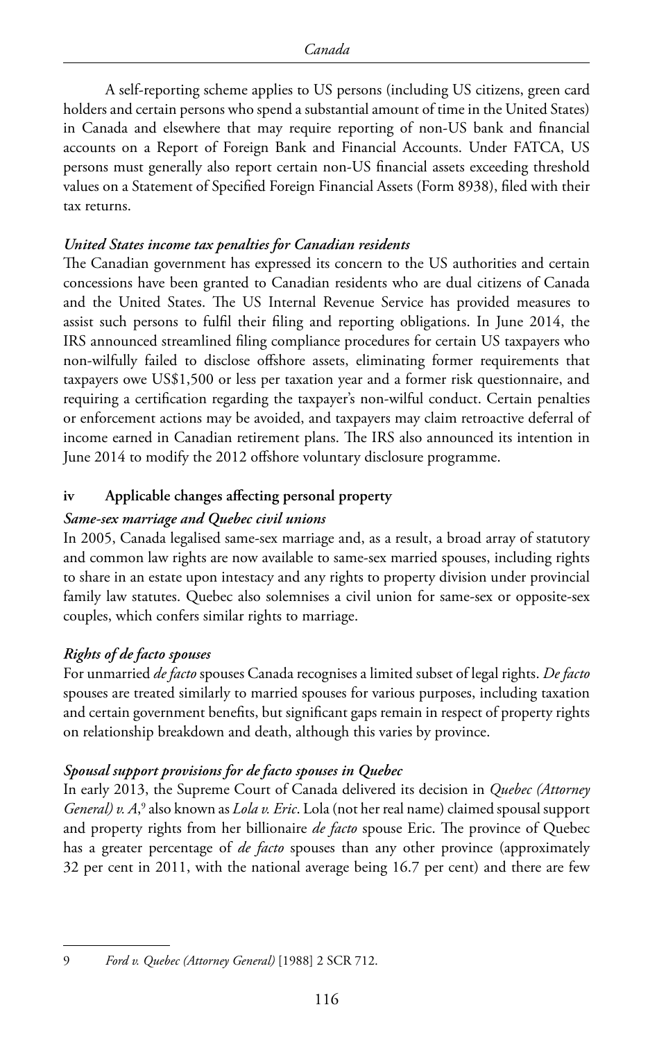A self-reporting scheme applies to US persons (including US citizens, green card holders and certain persons who spend a substantial amount of time in the United States) in Canada and elsewhere that may require reporting of non-US bank and financial accounts on a Report of Foreign Bank and Financial Accounts. Under FATCA, US persons must generally also report certain non-US financial assets exceeding threshold values on a Statement of Specified Foreign Financial Assets (Form 8938), filed with their tax returns.

***United States income tax penalties for Canadian residents***

The Canadian government has expressed its concern to the US authorities and certain concessions have been granted to Canadian residents who are dual citizens of Canada and the United States. The US Internal Revenue Service has provided measures to assist such persons to fulfil their filing and reporting obligations. In June 2014, the IRS announced streamlined filing compliance procedures for certain US taxpayers who non-wilfully failed to disclose offshore assets, eliminating former requirements that taxpayers owe US$1,500 or less per taxation year and a former risk questionnaire, and requiring a certification regarding the taxpayer's non-wilful conduct. Certain penalties or enforcement actions may be avoided, and taxpayers may claim retroactive deferral of income earned in Canadian retirement plans. The IRS also announced its intention in June 2014 to modify the 2012 offshore voluntary disclosure programme.

### iv Applicable changes affecting personal property

***Same-sex marriage and Quebec civil unions***

In 2005, Canada legalised same-sex marriage and, as a result, a broad array of statutory and common law rights are now available to same-sex married spouses, including rights to share in an estate upon intestacy and any rights to property division under provincial family law statutes. Quebec also solemnises a civil union for same-sex or opposite-sex couples, which confers similar rights to marriage.

***Rights of de facto spouses***

For unmarried *de facto* spouses Canada recognises a limited subset of legal rights. *De facto* spouses are treated similarly to married spouses for various purposes, including taxation and certain government benefits, but significant gaps remain in respect of property rights on relationship breakdown and death, although this varies by province.

***Spousal support provisions for de facto spouses in Quebec***

In early 2013, the Supreme Court of Canada delivered its decision in *Quebec (Attorney General) v. A*,[9] also known as *Lola v. Eric*. Lola (not her real name) claimed spousal support and property rights from her billionaire *de facto* spouse Eric. The province of Quebec has a greater percentage of *de facto* spouses than any other province (approximately 32 per cent in 2011, with the national average being 16.7 per cent) and there are few

---

9 *Ford v. Quebec (Attorney General)* [1988] 2 SCR 712.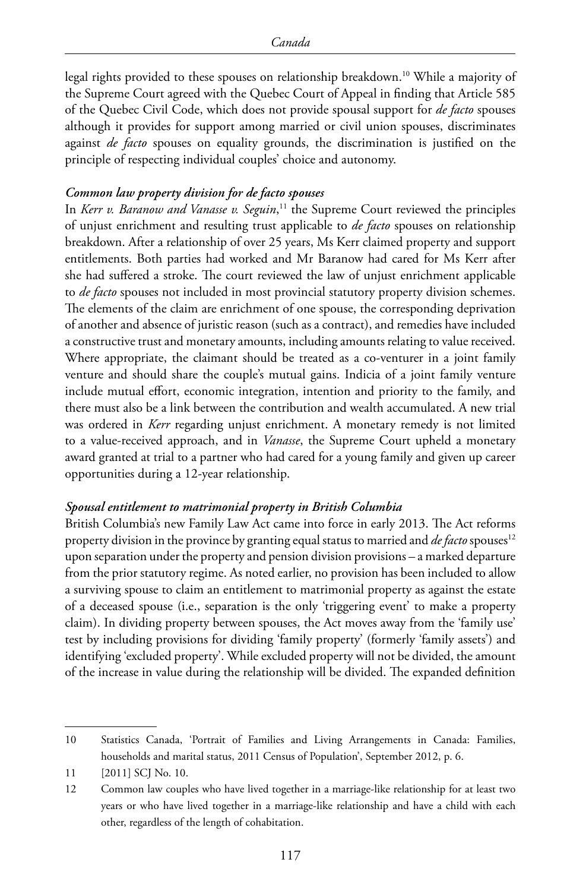legal rights provided to these spouses on relationship breakdown.[10] While a majority of the Supreme Court agreed with the Quebec Court of Appeal in finding that Article 585 of the Quebec Civil Code, which does not provide spousal support for *de facto* spouses although it provides for support among married or civil union spouses, discriminates against *de facto* spouses on equality grounds, the discrimination is justified on the principle of respecting individual couples' choice and autonomy.

### *Common law property division for de facto spouses*

In *Kerr v. Baranow and Vanasse v. Seguin*,[11] the Supreme Court reviewed the principles of unjust enrichment and resulting trust applicable to *de facto* spouses on relationship breakdown. After a relationship of over 25 years, Ms Kerr claimed property and support entitlements. Both parties had worked and Mr Baranow had cared for Ms Kerr after she had suffered a stroke. The court reviewed the law of unjust enrichment applicable to *de facto* spouses not included in most provincial statutory property division schemes. The elements of the claim are enrichment of one spouse, the corresponding deprivation of another and absence of juristic reason (such as a contract), and remedies have included a constructive trust and monetary amounts, including amounts relating to value received. Where appropriate, the claimant should be treated as a co-venturer in a joint family venture and should share the couple's mutual gains. Indicia of a joint family venture include mutual effort, economic integration, intention and priority to the family, and there must also be a link between the contribution and wealth accumulated. A new trial was ordered in *Kerr* regarding unjust enrichment. A monetary remedy is not limited to a value-received approach, and in *Vanasse*, the Supreme Court upheld a monetary award granted at trial to a partner who had cared for a young family and given up career opportunities during a 12-year relationship.

### *Spousal entitlement to matrimonial property in British Columbia*

British Columbia's new Family Law Act came into force in early 2013. The Act reforms property division in the province by granting equal status to married and *de facto* spouses[12] upon separation under the property and pension division provisions – a marked departure from the prior statutory regime. As noted earlier, no provision has been included to allow a surviving spouse to claim an entitlement to matrimonial property as against the estate of a deceased spouse (i.e., separation is the only 'triggering event' to make a property claim). In dividing property between spouses, the Act moves away from the 'family use' test by including provisions for dividing 'family property' (formerly 'family assets') and identifying 'excluded property'. While excluded property will not be divided, the amount of the increase in value during the relationship will be divided. The expanded definition

---

10 Statistics Canada, 'Portrait of Families and Living Arrangements in Canada: Families, households and marital status, 2011 Census of Population', September 2012, p. 6.

11 [2011] SCJ No. 10.

12 Common law couples who have lived together in a marriage-like relationship for at least two years or who have lived together in a marriage-like relationship and have a child with each other, regardless of the length of cohabitation.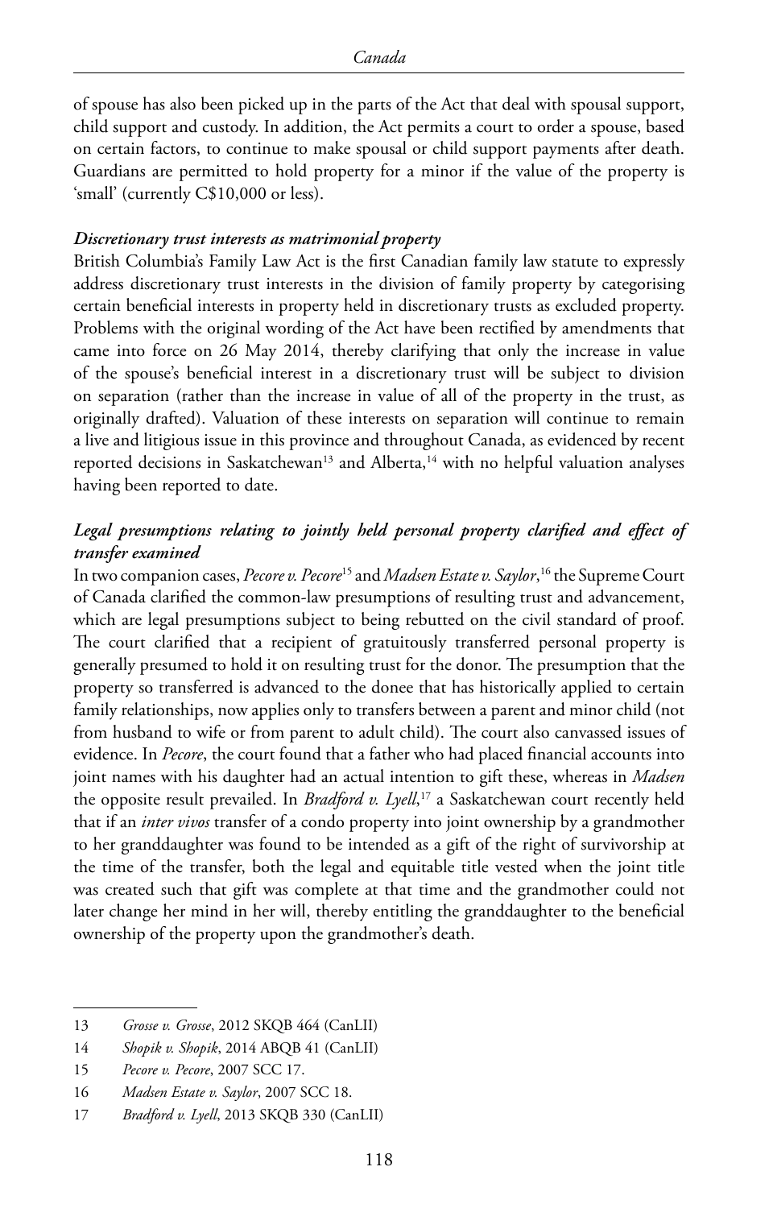of spouse has also been picked up in the parts of the Act that deal with spousal support, child support and custody. In addition, the Act permits a court to order a spouse, based on certain factors, to continue to make spousal or child support payments after death. Guardians are permitted to hold property for a minor if the value of the property is 'small' (currently C$10,000 or less).

### *Discretionary trust interests as matrimonial property*

British Columbia's Family Law Act is the first Canadian family law statute to expressly address discretionary trust interests in the division of family property by categorising certain beneficial interests in property held in discretionary trusts as excluded property. Problems with the original wording of the Act have been rectified by amendments that came into force on 26 May 2014, thereby clarifying that only the increase in value of the spouse's beneficial interest in a discretionary trust will be subject to division on separation (rather than the increase in value of all of the property in the trust, as originally drafted). Valuation of these interests on separation will continue to remain a live and litigious issue in this province and throughout Canada, as evidenced by recent reported decisions in Saskatchewan[13] and Alberta,[14] with no helpful valuation analyses having been reported to date.

### *Legal presumptions relating to jointly held personal property clarified and effect of transfer examined*

In two companion cases, *Pecore v. Pecore*[15] and *Madsen Estate v. Saylor*,[16] the Supreme Court of Canada clarified the common-law presumptions of resulting trust and advancement, which are legal presumptions subject to being rebutted on the civil standard of proof. The court clarified that a recipient of gratuitously transferred personal property is generally presumed to hold it on resulting trust for the donor. The presumption that the property so transferred is advanced to the donee that has historically applied to certain family relationships, now applies only to transfers between a parent and minor child (not from husband to wife or from parent to adult child). The court also canvassed issues of evidence. In *Pecore*, the court found that a father who had placed financial accounts into joint names with his daughter had an actual intention to gift these, whereas in *Madsen* the opposite result prevailed. In *Bradford v. Lyell*,[17] a Saskatchewan court recently held that if an *inter vivos* transfer of a condo property into joint ownership by a grandmother to her granddaughter was found to be intended as a gift of the right of survivorship at the time of the transfer, both the legal and equitable title vested when the joint title was created such that gift was complete at that time and the grandmother could not later change her mind in her will, thereby entitling the granddaughter to the beneficial ownership of the property upon the grandmother's death.

---

13 *Grosse v. Grosse*, 2012 SKQB 464 (CanLII)

14 *Shopik v. Shopik*, 2014 ABQB 41 (CanLII)

15 *Pecore v. Pecore*, 2007 SCC 17.

16 *Madsen Estate v. Saylor*, 2007 SCC 18.

17 *Bradford v. Lyell*, 2013 SKQB 330 (CanLII)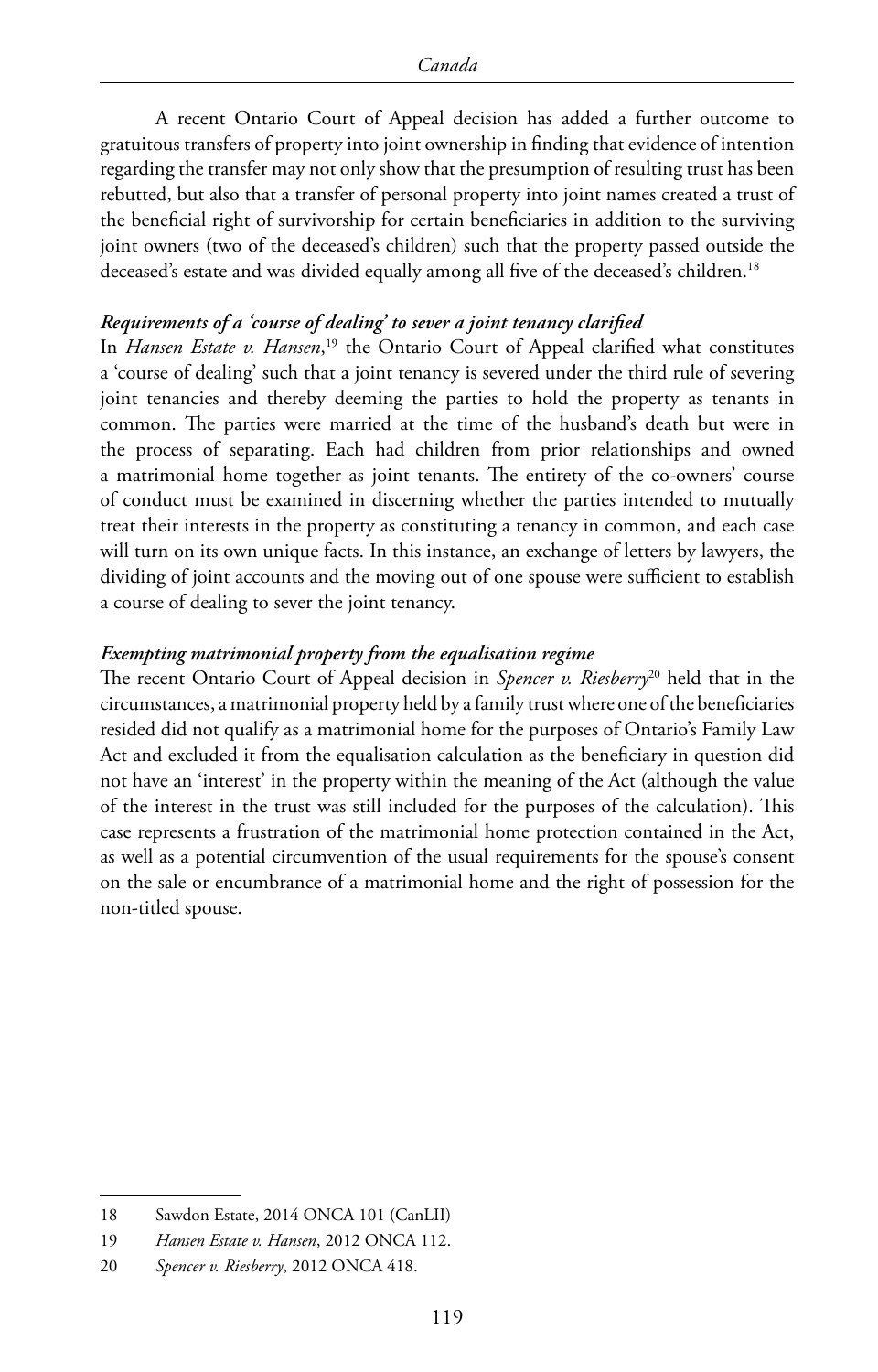A recent Ontario Court of Appeal decision has added a further outcome to gratuitous transfers of property into joint ownership in finding that evidence of intention regarding the transfer may not only show that the presumption of resulting trust has been rebutted, but also that a transfer of personal property into joint names created a trust of the beneficial right of survivorship for certain beneficiaries in addition to the surviving joint owners (two of the deceased's children) such that the property passed outside the deceased's estate and was divided equally among all five of the deceased's children.[18]

***Requirements of a 'course of dealing' to sever a joint tenancy clarified***

In *Hansen Estate v. Hansen*,[19] the Ontario Court of Appeal clarified what constitutes a 'course of dealing' such that a joint tenancy is severed under the third rule of severing joint tenancies and thereby deeming the parties to hold the property as tenants in common. The parties were married at the time of the husband's death but were in the process of separating. Each had children from prior relationships and owned a matrimonial home together as joint tenants. The entirety of the co-owners' course of conduct must be examined in discerning whether the parties intended to mutually treat their interests in the property as constituting a tenancy in common, and each case will turn on its own unique facts. In this instance, an exchange of letters by lawyers, the dividing of joint accounts and the moving out of one spouse were sufficient to establish a course of dealing to sever the joint tenancy.

***Exempting matrimonial property from the equalisation regime***

The recent Ontario Court of Appeal decision in *Spencer v. Riesberry*[20] held that in the circumstances, a matrimonial property held by a family trust where one of the beneficiaries resided did not qualify as a matrimonial home for the purposes of Ontario's Family Law Act and excluded it from the equalisation calculation as the beneficiary in question did not have an 'interest' in the property within the meaning of the Act (although the value of the interest in the trust was still included for the purposes of the calculation). This case represents a frustration of the matrimonial home protection contained in the Act, as well as a potential circumvention of the usual requirements for the spouse's consent on the sale or encumbrance of a matrimonial home and the right of possession for the non-titled spouse.

---

18 Sawdon Estate, 2014 ONCA 101 (CanLII)

19 *Hansen Estate v. Hansen*, 2012 ONCA 112.

20 *Spencer v. Riesberry*, 2012 ONCA 418.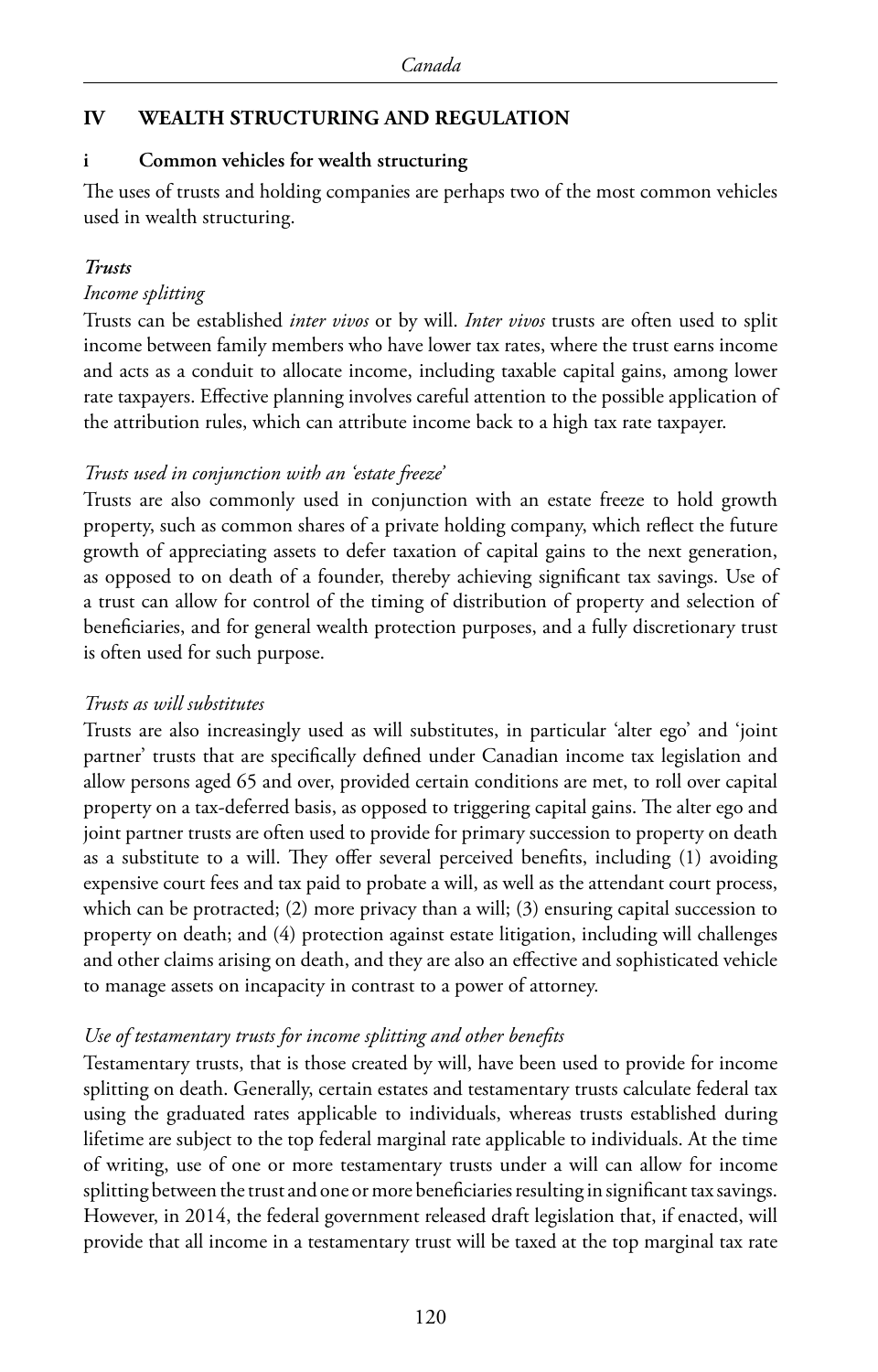## IV WEALTH STRUCTURING AND REGULATION

### i Common vehicles for wealth structuring

The uses of trusts and holding companies are perhaps two of the most common vehicles used in wealth structuring.

#### *Trusts*

*Income splitting*

Trusts can be established *inter vivos* or by will. *Inter vivos* trusts are often used to split income between family members who have lower tax rates, where the trust earns income and acts as a conduit to allocate income, including taxable capital gains, among lower rate taxpayers. Effective planning involves careful attention to the possible application of the attribution rules, which can attribute income back to a high tax rate taxpayer.

*Trusts used in conjunction with an 'estate freeze'*

Trusts are also commonly used in conjunction with an estate freeze to hold growth property, such as common shares of a private holding company, which reflect the future growth of appreciating assets to defer taxation of capital gains to the next generation, as opposed to on death of a founder, thereby achieving significant tax savings. Use of a trust can allow for control of the timing of distribution of property and selection of beneficiaries, and for general wealth protection purposes, and a fully discretionary trust is often used for such purpose.

*Trusts as will substitutes*

Trusts are also increasingly used as will substitutes, in particular 'alter ego' and 'joint partner' trusts that are specifically defined under Canadian income tax legislation and allow persons aged 65 and over, provided certain conditions are met, to roll over capital property on a tax-deferred basis, as opposed to triggering capital gains. The alter ego and joint partner trusts are often used to provide for primary succession to property on death as a substitute to a will. They offer several perceived benefits, including (1) avoiding expensive court fees and tax paid to probate a will, as well as the attendant court process, which can be protracted; (2) more privacy than a will; (3) ensuring capital succession to property on death; and (4) protection against estate litigation, including will challenges and other claims arising on death, and they are also an effective and sophisticated vehicle to manage assets on incapacity in contrast to a power of attorney.

*Use of testamentary trusts for income splitting and other benefits*

Testamentary trusts, that is those created by will, have been used to provide for income splitting on death. Generally, certain estates and testamentary trusts calculate federal tax using the graduated rates applicable to individuals, whereas trusts established during lifetime are subject to the top federal marginal rate applicable to individuals. At the time of writing, use of one or more testamentary trusts under a will can allow for income splitting between the trust and one or more beneficiaries resulting in significant tax savings. However, in 2014, the federal government released draft legislation that, if enacted, will provide that all income in a testamentary trust will be taxed at the top marginal tax rate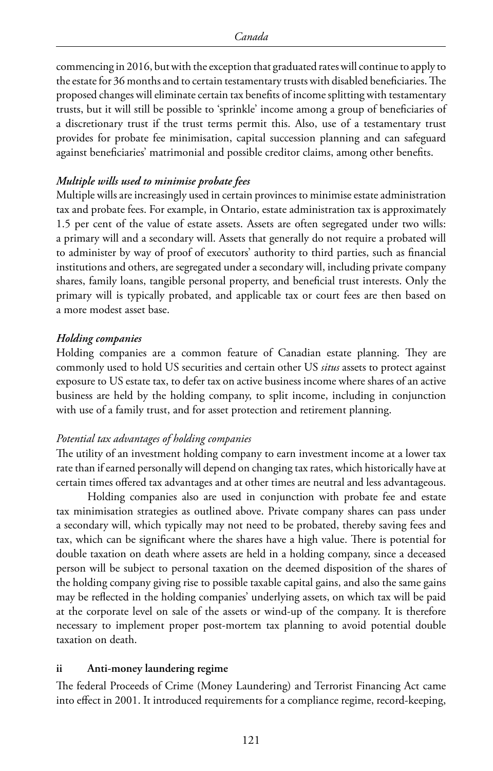commencing in 2016, but with the exception that graduated rates will continue to apply to the estate for 36 months and to certain testamentary trusts with disabled beneficiaries. The proposed changes will eliminate certain tax benefits of income splitting with testamentary trusts, but it will still be possible to 'sprinkle' income among a group of beneficiaries of a discretionary trust if the trust terms permit this. Also, use of a testamentary trust provides for probate fee minimisation, capital succession planning and can safeguard against beneficiaries' matrimonial and possible creditor claims, among other benefits.

***Multiple wills used to minimise probate fees***

Multiple wills are increasingly used in certain provinces to minimise estate administration tax and probate fees. For example, in Ontario, estate administration tax is approximately 1.5 per cent of the value of estate assets. Assets are often segregated under two wills: a primary will and a secondary will. Assets that generally do not require a probated will to administer by way of proof of executors' authority to third parties, such as financial institutions and others, are segregated under a secondary will, including private company shares, family loans, tangible personal property, and beneficial trust interests. Only the primary will is typically probated, and applicable tax or court fees are then based on a more modest asset base.

***Holding companies***

Holding companies are a common feature of Canadian estate planning. They are commonly used to hold US securities and certain other US *situs* assets to protect against exposure to US estate tax, to defer tax on active business income where shares of an active business are held by the holding company, to split income, including in conjunction with use of a family trust, and for asset protection and retirement planning.

*Potential tax advantages of holding companies*

The utility of an investment holding company to earn investment income at a lower tax rate than if earned personally will depend on changing tax rates, which historically have at certain times offered tax advantages and at other times are neutral and less advantageous.

Holding companies also are used in conjunction with probate fee and estate tax minimisation strategies as outlined above. Private company shares can pass under a secondary will, which typically may not need to be probated, thereby saving fees and tax, which can be significant where the shares have a high value. There is potential for double taxation on death where assets are held in a holding company, since a deceased person will be subject to personal taxation on the deemed disposition of the shares of the holding company giving rise to possible taxable capital gains, and also the same gains may be reflected in the holding companies' underlying assets, on which tax will be paid at the corporate level on sale of the assets or wind-up of the company. It is therefore necessary to implement proper post-mortem tax planning to avoid potential double taxation on death.

**ii Anti-money laundering regime**

The federal Proceeds of Crime (Money Laundering) and Terrorist Financing Act came into effect in 2001. It introduced requirements for a compliance regime, record-keeping,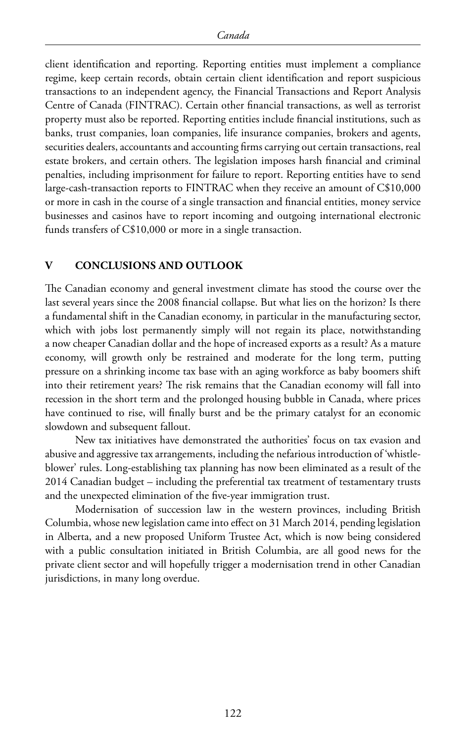client identification and reporting. Reporting entities must implement a compliance regime, keep certain records, obtain certain client identification and report suspicious transactions to an independent agency, the Financial Transactions and Report Analysis Centre of Canada (FINTRAC). Certain other financial transactions, as well as terrorist property must also be reported. Reporting entities include financial institutions, such as banks, trust companies, loan companies, life insurance companies, brokers and agents, securities dealers, accountants and accounting firms carrying out certain transactions, real estate brokers, and certain others. The legislation imposes harsh financial and criminal penalties, including imprisonment for failure to report. Reporting entities have to send large-cash-transaction reports to FINTRAC when they receive an amount of C$10,000 or more in cash in the course of a single transaction and financial entities, money service businesses and casinos have to report incoming and outgoing international electronic funds transfers of C$10,000 or more in a single transaction.

## V CONCLUSIONS AND OUTLOOK

The Canadian economy and general investment climate has stood the course over the last several years since the 2008 financial collapse. But what lies on the horizon? Is there a fundamental shift in the Canadian economy, in particular in the manufacturing sector, which with jobs lost permanently simply will not regain its place, notwithstanding a now cheaper Canadian dollar and the hope of increased exports as a result? As a mature economy, will growth only be restrained and moderate for the long term, putting pressure on a shrinking income tax base with an aging workforce as baby boomers shift into their retirement years? The risk remains that the Canadian economy will fall into recession in the short term and the prolonged housing bubble in Canada, where prices have continued to rise, will finally burst and be the primary catalyst for an economic slowdown and subsequent fallout.

New tax initiatives have demonstrated the authorities' focus on tax evasion and abusive and aggressive tax arrangements, including the nefarious introduction of 'whistle-blower' rules. Long-establishing tax planning has now been eliminated as a result of the 2014 Canadian budget – including the preferential tax treatment of testamentary trusts and the unexpected elimination of the five-year immigration trust.

Modernisation of succession law in the western provinces, including British Columbia, whose new legislation came into effect on 31 March 2014, pending legislation in Alberta, and a new proposed Uniform Trustee Act, which is now being considered with a public consultation initiated in British Columbia, are all good news for the private client sector and will hopefully trigger a modernisation trend in other Canadian jurisdictions, in many long overdue.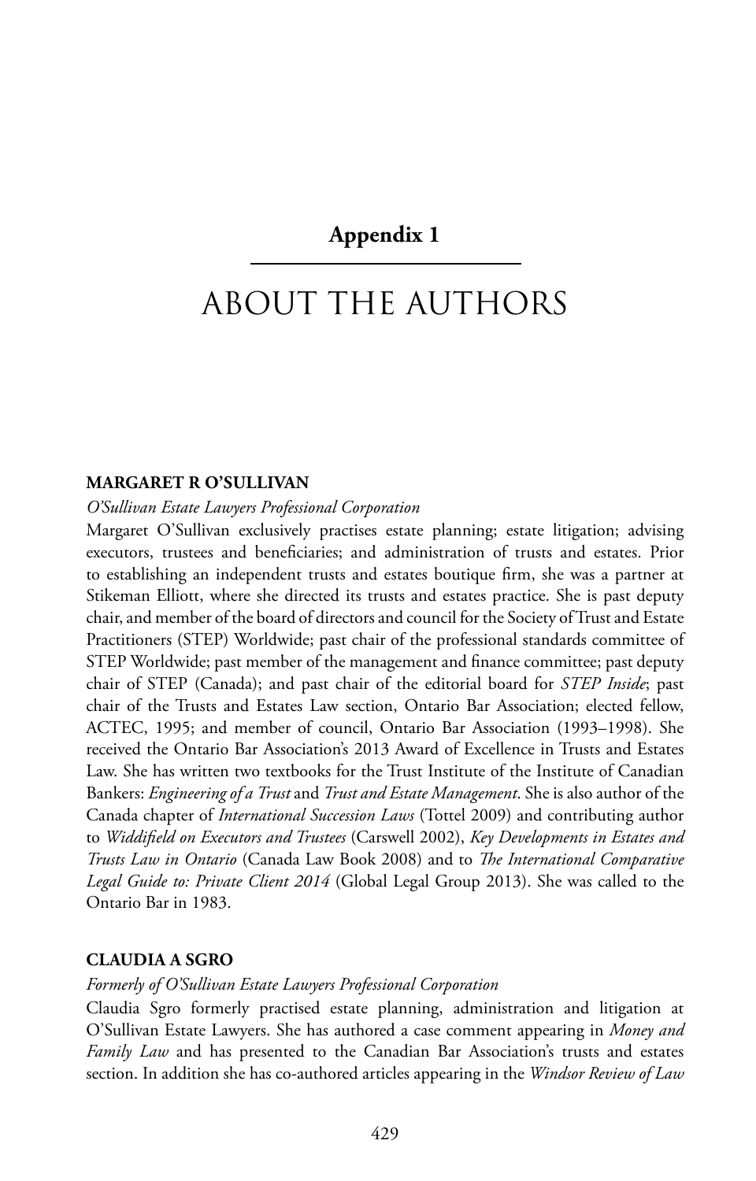## Appendix 1

# ABOUT THE AUTHORS

### MARGARET R O'SULLIVAN

*O'Sullivan Estate Lawyers Professional Corporation*

Margaret O'Sullivan exclusively practises estate planning; estate litigation; advising executors, trustees and beneficiaries; and administration of trusts and estates. Prior to establishing an independent trusts and estates boutique firm, she was a partner at Stikeman Elliott, where she directed its trusts and estates practice. She is past deputy chair, and member of the board of directors and council for the Society of Trust and Estate Practitioners (STEP) Worldwide; past chair of the professional standards committee of STEP Worldwide; past member of the management and finance committee; past deputy chair of STEP (Canada); and past chair of the editorial board for *STEP Inside*; past chair of the Trusts and Estates Law section, Ontario Bar Association; elected fellow, ACTEC, 1995; and member of council, Ontario Bar Association (1993–1998). She received the Ontario Bar Association's 2013 Award of Excellence in Trusts and Estates Law. She has written two textbooks for the Trust Institute of the Institute of Canadian Bankers: *Engineering of a Trust* and *Trust and Estate Management*. She is also author of the Canada chapter of *International Succession Laws* (Tottel 2009) and contributing author to *Widdifield on Executors and Trustees* (Carswell 2002), *Key Developments in Estates and Trusts Law in Ontario* (Canada Law Book 2008) and to *The International Comparative Legal Guide to: Private Client 2014* (Global Legal Group 2013). She was called to the Ontario Bar in 1983.

### CLAUDIA A SGRO

*Formerly of O'Sullivan Estate Lawyers Professional Corporation*

Claudia Sgro formerly practised estate planning, administration and litigation at O'Sullivan Estate Lawyers. She has authored a case comment appearing in *Money and Family Law* and has presented to the Canadian Bar Association's trusts and estates section. In addition she has co-authored articles appearing in the *Windsor Review of Law*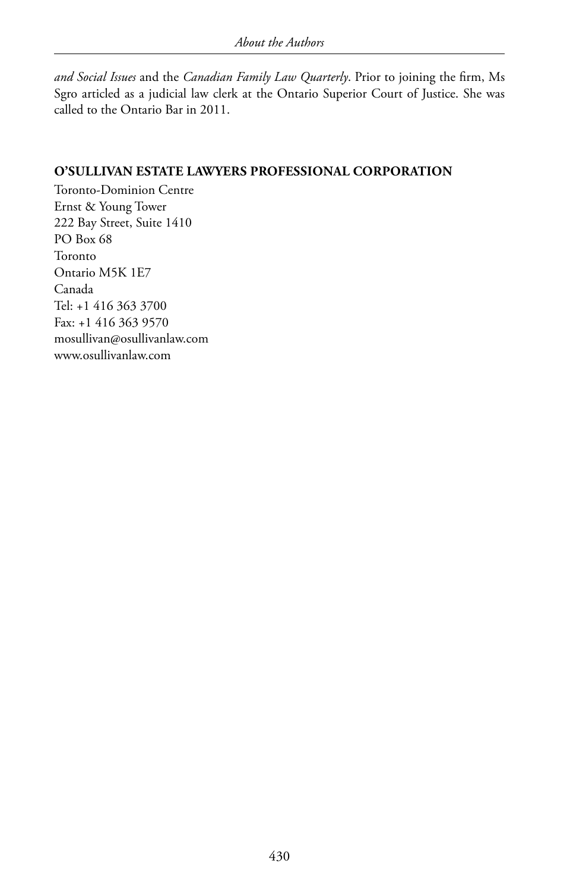*and Social Issues* and the *Canadian Family Law Quarterly*. Prior to joining the firm, Ms Sgro articled as a judicial law clerk at the Ontario Superior Court of Justice. She was called to the Ontario Bar in 2011.

**O'SULLIVAN ESTATE LAWYERS PROFESSIONAL CORPORATION**

Toronto-Dominion Centre
Ernst & Young Tower
222 Bay Street, Suite 1410
PO Box 68
Toronto
Ontario M5K 1E7
Canada
Tel: +1 416 363 3700
Fax: +1 416 363 9570
mosullivan@osullivanlaw.com
www.osullivanlaw.com